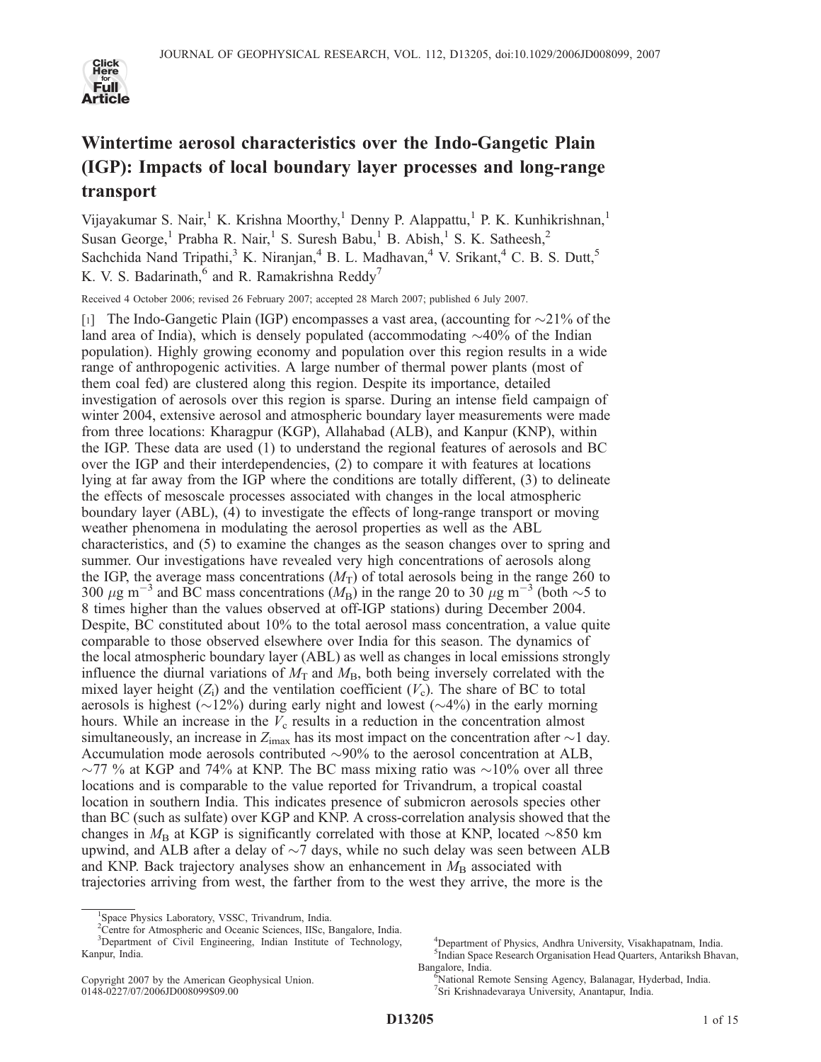# Wintertime aerosol characteristics over the Indo-Gangetic Plain (IGP): Impacts of local boundary layer processes and long-range transport

Vijayakumar S. Nair,[1] K. Krishna Moorthy,[1] Denny P. Alappattu,[1] P. K. Kunhikrishnan,[1] Susan George,[1] Prabha R. Nair,[1] S. Suresh Babu,[1] B. Abish,[1] S. K. Satheesh,[2] Sachchida Nand Tripathi,[3] K. Niranjan,[4] B. L. Madhavan,[4] V. Srikant,[4] C. B. S. Dutt,[5] K. V. S. Badarinath,[6] and R. Ramakrishna Reddy[7]

Received 4 October 2006; revised 26 February 2007; accepted 28 March 2007; published 6 July 2007.

[1] The Indo-Gangetic Plain (IGP) encompasses a vast area, (accounting for ~21% of the land area of India), which is densely populated (accommodating ~40% of the Indian population). Highly growing economy and population over this region results in a wide range of anthropogenic activities. A large number of thermal power plants (most of them coal fed) are clustered along this region. Despite its importance, detailed investigation of aerosols over this region is sparse. During an intense field campaign of winter 2004, extensive aerosol and atmospheric boundary layer measurements were made from three locations: Kharagpur (KGP), Allahabad (ALB), and Kanpur (KNP), within the IGP. These data are used (1) to understand the regional features of aerosols and BC over the IGP and their interdependencies, (2) to compare it with features at locations lying at far away from the IGP where the conditions are totally different, (3) to delineate the effects of mesoscale processes associated with changes in the local atmospheric boundary layer (ABL), (4) to investigate the effects of long-range transport or moving weather phenomena in modulating the aerosol properties as well as the ABL characteristics, and (5) to examine the changes as the season changes over to spring and summer. Our investigations have revealed very high concentrations of aerosols along the IGP, the average mass concentrations ($M_T$) of total aerosols being in the range 260 to 300 $\mu$g m$^{-3}$ and BC mass concentrations ($M_B$) in the range 20 to 30 $\mu$g m$^{-3}$ (both ~5 to 8 times higher than the values observed at off-IGP stations) during December 2004. Despite, BC constituted about 10% to the total aerosol mass concentration, a value quite comparable to those observed elsewhere over India for this season. The dynamics of the local atmospheric boundary layer (ABL) as well as changes in local emissions strongly influence the diurnal variations of $M_T$ and $M_B$, both being inversely correlated with the mixed layer height ($Z_i$) and the ventilation coefficient ($V_c$). The share of BC to total aerosols is highest (~12%) during early night and lowest (~4%) in the early morning hours. While an increase in the $V_c$ results in a reduction in the concentration almost simultaneously, an increase in $Z_{imax}$ has its most impact on the concentration after ~1 day. Accumulation mode aerosols contributed ~90% to the aerosol concentration at ALB, ~77 % at KGP and 74% at KNP. The BC mass mixing ratio was ~10% over all three locations and is comparable to the value reported for Trivandrum, a tropical coastal location in southern India. This indicates presence of submicron aerosols species other than BC (such as sulfate) over KGP and KNP. A cross-correlation analysis showed that the changes in $M_B$ at KGP is significantly correlated with those at KNP, located ~850 km upwind, and ALB after a delay of ~7 days, while no such delay was seen between ALB and KNP. Back trajectory analyses show an enhancement in $M_B$ associated with trajectories arriving from west, the farther from to the west they arrive, the more is the

[1]Space Physics Laboratory, VSSC, Trivandrum, India.
[2]Centre for Atmospheric and Oceanic Sciences, IISc, Bangalore, India.
[3]Department of Civil Engineering, Indian Institute of Technology, Kanpur, India.
[4]Department of Physics, Andhra University, Visakhapatnam, India.
[5]Indian Space Research Organisation Head Quarters, Antariksh Bhavan, Bangalore, India.
[6]National Remote Sensing Agency, Balanagar, Hyderbad, India.
[7]Sri Krishnadevaraya University, Anantapur, India.

Copyright 2007 by the American Geophysical Union.
0148-0227/07/2006JD008099$09.00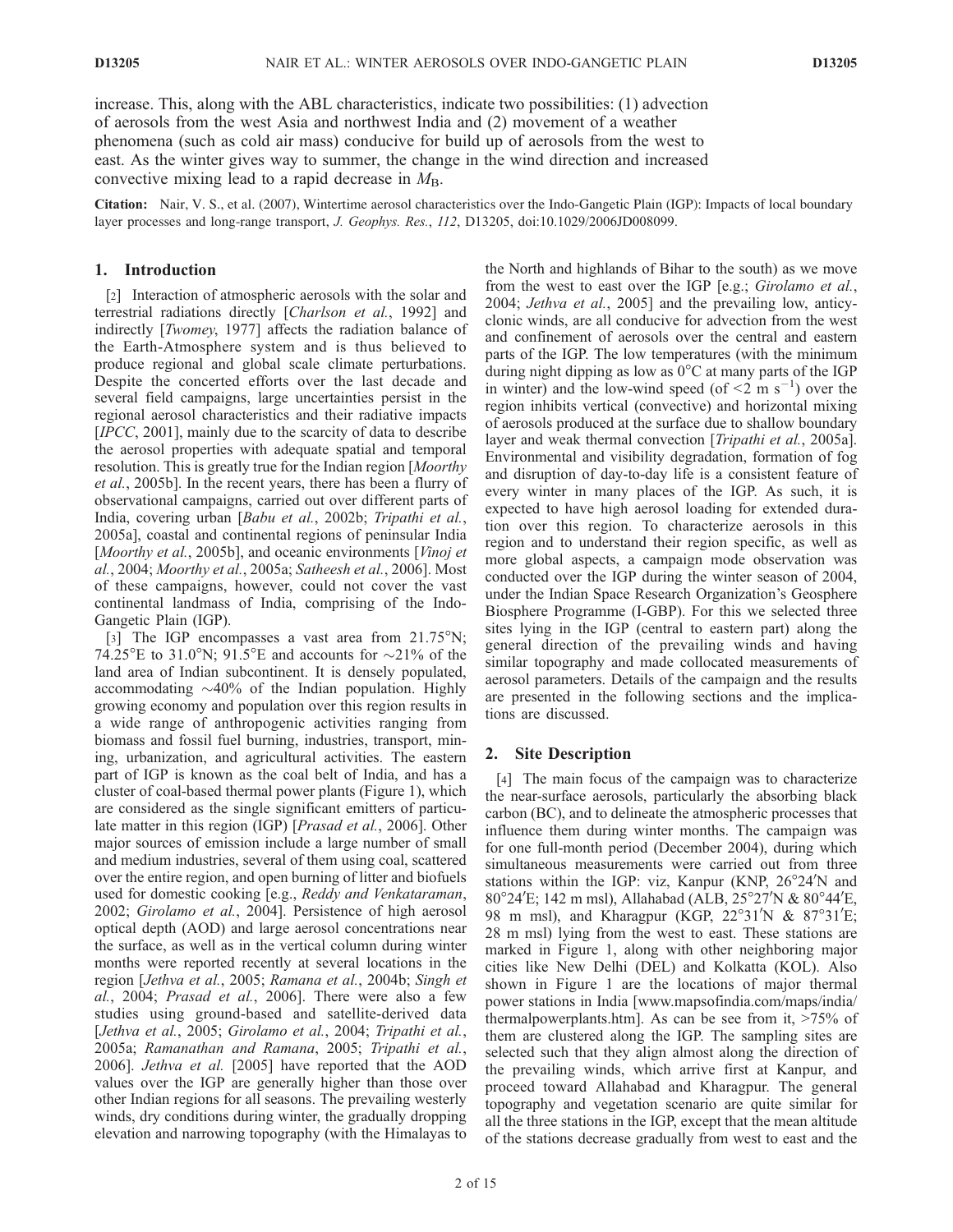increase. This, along with the ABL characteristics, indicate two possibilities: (1) advection of aerosols from the west Asia and northwest India and (2) movement of a weather phenomena (such as cold air mass) conducive for build up of aerosols from the west to east. As the winter gives way to summer, the change in the wind direction and increased convective mixing lead to a rapid decrease in $M_B$.

**Citation:** Nair, V. S., et al. (2007), Wintertime aerosol characteristics over the Indo-Gangetic Plain (IGP): Impacts of local boundary layer processes and long-range transport, *J. Geophys. Res.*, *112*, D13205, doi:10.1029/2006JD008099.

## 1. Introduction

[2] Interaction of atmospheric aerosols with the solar and terrestrial radiations directly [*Charlson et al.*, 1992] and indirectly [*Twomey*, 1977] affects the radiation balance of the Earth-Atmosphere system and is thus believed to produce regional and global scale climate perturbations. Despite the concerted efforts over the last decade and several field campaigns, large uncertainties persist in the regional aerosol characteristics and their radiative impacts [*IPCC*, 2001], mainly due to the scarcity of data to describe the aerosol properties with adequate spatial and temporal resolution. This is greatly true for the Indian region [*Moorthy et al.*, 2005b]. In the recent years, there has been a flurry of observational campaigns, carried out over different parts of India, covering urban [*Babu et al.*, 2002b; *Tripathi et al.*, 2005a], coastal and continental regions of peninsular India [*Moorthy et al.*, 2005b], and oceanic environments [*Vinoj et al.*, 2004; *Moorthy et al.*, 2005a; *Satheesh et al.*, 2006]. Most of these campaigns, however, could not cover the vast continental landmass of India, comprising of the Indo-Gangetic Plain (IGP).

[3] The IGP encompasses a vast area from 21.75°N; 74.25°E to 31.0°N; 91.5°E and accounts for ~21% of the land area of Indian subcontinent. It is densely populated, accommodating ~40% of the Indian population. Highly growing economy and population over this region results in a wide range of anthropogenic activities ranging from biomass and fossil fuel burning, industries, transport, mining, urbanization, and agricultural activities. The eastern part of IGP is known as the coal belt of India, and has a cluster of coal-based thermal power plants (Figure 1), which are considered as the single significant emitters of particulate matter in this region (IGP) [*Prasad et al.*, 2006]. Other major sources of emission include a large number of small and medium industries, several of them using coal, scattered over the entire region, and open burning of litter and biofuels used for domestic cooking [e.g., *Reddy and Venkataraman*, 2002; *Girolamo et al.*, 2004]. Persistence of high aerosol optical depth (AOD) and large aerosol concentrations near the surface, as well as in the vertical column during winter months were reported recently at several locations in the region [*Jethva et al.*, 2005; *Ramana et al.*, 2004b; *Singh et al.*, 2004; *Prasad et al.*, 2006]. There were also a few studies using ground-based and satellite-derived data [*Jethva et al.*, 2005; *Girolamo et al.*, 2004; *Tripathi et al.*, 2005a; *Ramanathan and Ramana*, 2005; *Tripathi et al.*, 2006]. *Jethva et al.* [2005] have reported that the AOD values over the IGP are generally higher than those over other Indian regions for all seasons. The prevailing westerly winds, dry conditions during winter, the gradually dropping elevation and narrowing topography (with the Himalayas to the North and highlands of Bihar to the south) as we move from the west to east over the IGP [e.g.; *Girolamo et al.*, 2004; *Jethva et al.*, 2005] and the prevailing low, anticyclonic winds, are all conducive for advection from the west and confinement of aerosols over the central and eastern parts of the IGP. The low temperatures (with the minimum during night dipping as low as 0°C at many parts of the IGP in winter) and the low-wind speed (of <2 m s$^{-1}$) over the region inhibits vertical (convective) and horizontal mixing of aerosols produced at the surface due to shallow boundary layer and weak thermal convection [*Tripathi et al.*, 2005a]. Environmental and visibility degradation, formation of fog and disruption of day-to-day life is a consistent feature of every winter in many places of the IGP. As such, it is expected to have high aerosol loading for extended duration over this region. To characterize aerosols in this region and to understand their region specific, as well as more global aspects, a campaign mode observation was conducted over the IGP during the winter season of 2004, under the Indian Space Research Organization's Geosphere Biosphere Programme (I-GBP). For this we selected three sites lying in the IGP (central to eastern part) along the general direction of the prevailing winds and having similar topography and made collocated measurements of aerosol parameters. Details of the campaign and the results are presented in the following sections and the implications are discussed.

## 2. Site Description

[4] The main focus of the campaign was to characterize the near-surface aerosols, particularly the absorbing black carbon (BC), and to delineate the atmospheric processes that influence them during winter months. The campaign was for one full-month period (December 2004), during which simultaneous measurements were carried out from three stations within the IGP: viz, Kanpur (KNP, 26°24′N and 80°24′E; 142 m msl), Allahabad (ALB, 25°27′N & 80°44′E, 98 m msl), and Kharagpur (KGP, 22°31′N & 87°31′E; 28 m msl) lying from the west to east. These stations are marked in Figure 1, along with other neighboring major cities like New Delhi (DEL) and Kolkatta (KOL). Also shown in Figure 1 are the locations of major thermal power stations in India [www.mapsofindia.com/maps/india/thermalpowerplants.htm]. As can be see from it, >75% of them are clustered along the IGP. The sampling sites are selected such that they align almost along the direction of the prevailing winds, which arrive first at Kanpur, and proceed toward Allahabad and Kharagpur. The general topography and vegetation scenario are quite similar for all the three stations in the IGP, except that the mean altitude of the stations decrease gradually from west to east and the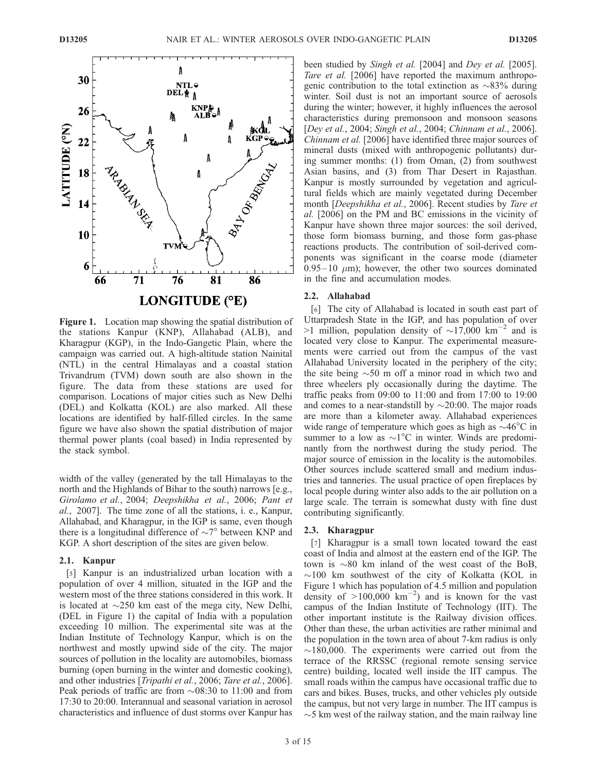**Figure 1.** Location map showing the spatial distribution of the stations Kanpur (KNP), Allahabad (ALB), and Kharagpur (KGP), in the Indo-Gangetic Plain, where the campaign was carried out. A high-altitude station Nainital (NTL) in the central Himalayas and a coastal station Trivandrum (TVM) down south are also shown in the figure. The data from these stations are used for comparison. Locations of major cities such as New Delhi (DEL) and Kolkatta (KOL) are also marked. All these locations are identified by half-filled circles. In the same figure we have also shown the spatial distribution of major thermal power plants (coal based) in India represented by the stack symbol.

width of the valley (generated by the tall Himalayas to the north and the Highlands of Bihar to the south) narrows [e.g., *Girolamo et al.*, 2004; *Deepshikha et al.*, 2006; *Pant et al.*, 2007]. The time zone of all the stations, i. e., Kanpur, Allahabad, and Kharagpur, in the IGP is same, even though there is a longitudinal difference of ~7° between KNP and KGP. A short description of the sites are given below.

### 2.1. Kanpur

[5] Kanpur is an industrialized urban location with a population of over 4 million, situated in the IGP and the western most of the three stations considered in this work. It is located at ~250 km east of the mega city, New Delhi, (DEL in Figure 1) the capital of India with a population exceeding 10 million. The experimental site was at the Indian Institute of Technology Kanpur, which is on the northwest and mostly upwind side of the city. The major sources of pollution in the locality are automobiles, biomass burning (open burning in the winter and domestic cooking), and other industries [*Tripathi et al.*, 2006; *Tare et al.*, 2006]. Peak periods of traffic are from ~08:30 to 11:00 and from 17:30 to 20:00. Interannual and seasonal variation in aerosol characteristics and influence of dust storms over Kanpur has been studied by *Singh et al.* [2004] and *Dey et al.* [2005]. *Tare et al.* [2006] have reported the maximum anthropogenic contribution to the total extinction as ~83% during winter. Soil dust is not an important source of aerosols during the winter; however, it highly influences the aerosol characteristics during premonsoon and monsoon seasons [*Dey et al.*, 2004; *Singh et al.*, 2004; *Chinnam et al.*, 2006]. *Chinnam et al.* [2006] have identified three major sources of mineral dusts (mixed with anthropogenic pollutants) during summer months: (1) from Oman, (2) from southwest Asian basins, and (3) from Thar Desert in Rajasthan. Kanpur is mostly surrounded by vegetation and agricultural fields which are mainly vegetated during December month [*Deepshikha et al.*, 2006]. Recent studies by *Tare et al.* [2006] on the PM and BC emissions in the vicinity of Kanpur have shown three major sources: the soil derived, those form biomass burning, and those form gas-phase reactions products. The contribution of soil-derived components was significant in the coarse mode (diameter 0.95–10 $\mu$m); however, the other two sources dominated in the fine and accumulation modes.

### 2.2. Allahabad

[6] The city of Allahabad is located in south east part of Uttarpradesh State in the IGP, and has population of over >1 million, population density of ~17,000 km$^{-2}$ and is located very close to Kanpur. The experimental measurements were carried out from the campus of the vast Allahabad University located in the periphery of the city; the site being ~50 m off a minor road in which two and three wheelers ply occasionally during the daytime. The traffic peaks from 09:00 to 11:00 and from 17:00 to 19:00 and comes to a near-standstill by ~20:00. The major roads are more than a kilometer away. Allahabad experiences wide range of temperature which goes as high as ~46°C in summer to a low as ~1°C in winter. Winds are predominantly from the northwest during the study period. The major source of emission in the locality is the automobiles. Other sources include scattered small and medium industries and tanneries. The usual practice of open fireplaces by local people during winter also adds to the air pollution on a large scale. The terrain is somewhat dusty with fine dust contributing significantly.

### 2.3. Kharagpur

[7] Kharagpur is a small town located toward the east coast of India and almost at the eastern end of the IGP. The town is ~80 km inland of the west coast of the BoB, ~100 km southwest of the city of Kolkatta (KOL in Figure 1 which has population of 4.5 million and population density of >100,000 km$^{-2}$) and is known for the vast campus of the Indian Institute of Technology (IIT). The other important institute is the Railway division offices. Other than these, the urban activities are rather minimal and the population in the town area of about 7-km radius is only ~180,000. The experiments were carried out from the terrace of the RRSSC (regional remote sensing service centre) building, located well inside the IIT campus. The small roads within the campus have occasional traffic due to cars and bikes. Buses, trucks, and other vehicles ply outside the campus, but not very large in number. The IIT campus is ~5 km west of the railway station, and the main railway line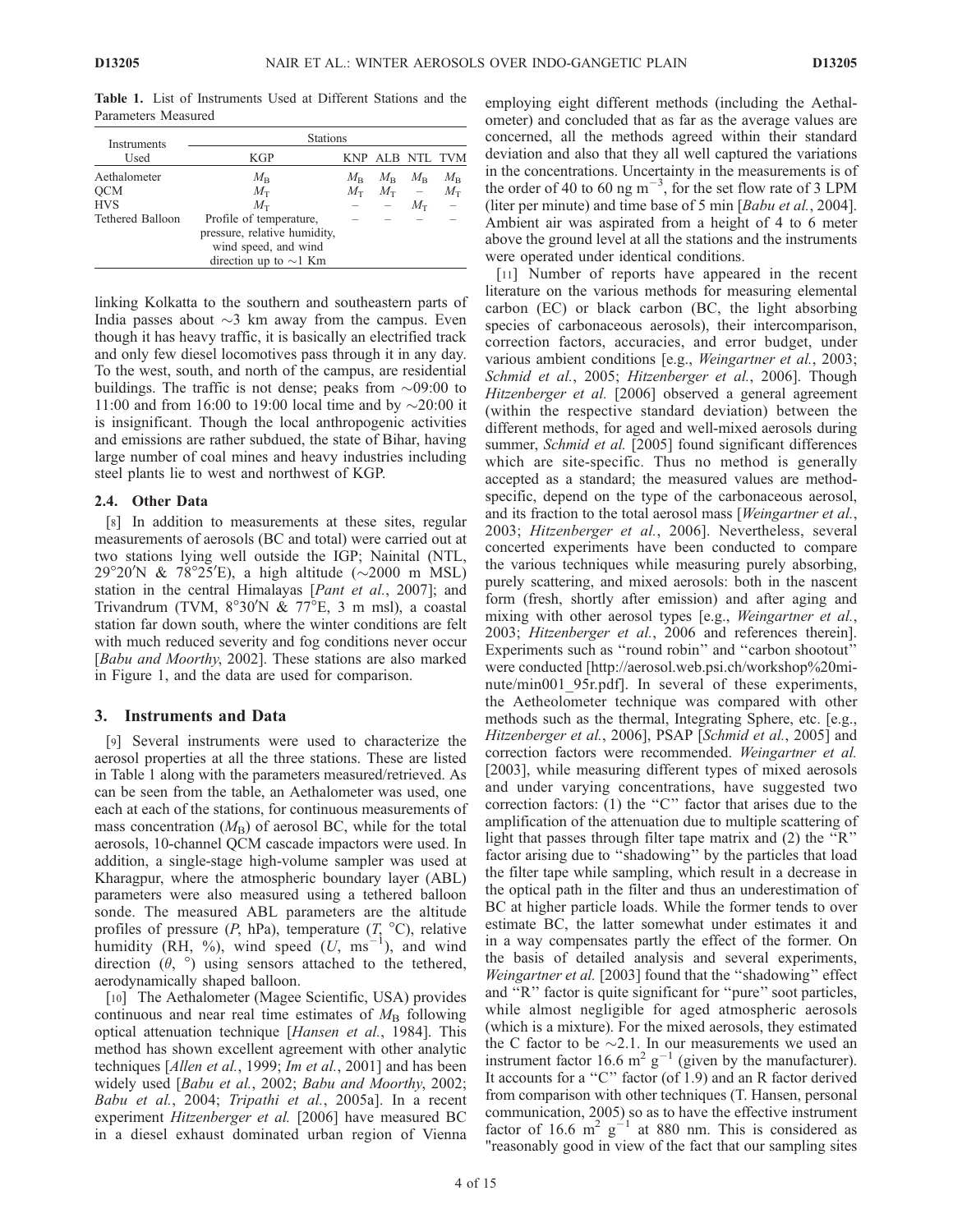**Table 1.** List of Instruments Used at Different Stations and the Parameters Measured

| Instruments Used | Stations | | | | |
|---|---|---|---|---|---|
| | KGP | KNP | ALB | NTL | TVM |
| Aethalometer | $M_B$ | $M_B$ | $M_B$ | $M_B$ | $M_B$ |
| QCM | $M_T$ | $M_T$ | $M_T$ | – | $M_T$ |
| HVS | $M_T$ | – | – | $M_T$ | – |
| Tethered Balloon | Profile of temperature, pressure, relative humidity, wind speed, and wind direction up to ~1 Km | – | – | – | – |

linking Kolkatta to the southern and southeastern parts of India passes about ~3 km away from the campus. Even though it has heavy traffic, it is basically an electrified track and only few diesel locomotives pass through it in any day. To the west, south, and north of the campus, are residential buildings. The traffic is not dense; peaks from ~09:00 to 11:00 and from 16:00 to 19:00 local time and by ~20:00 it is insignificant. Though the local anthropogenic activities and emissions are rather subdued, the state of Bihar, having large number of coal mines and heavy industries including steel plants lie to west and northwest of KGP.

### 2.4. Other Data

[8] In addition to measurements at these sites, regular measurements of aerosols (BC and total) were carried out at two stations lying well outside the IGP; Nainital (NTL, 29°20′N & 78°25′E), a high altitude (~2000 m MSL) station in the central Himalayas [*Pant et al.*, 2007]; and Trivandrum (TVM, 8°30′N & 77°E, 3 m msl), a coastal station far down south, where the winter conditions are felt with much reduced severity and fog conditions never occur [*Babu and Moorthy*, 2002]. These stations are also marked in Figure 1, and the data are used for comparison.

## 3. Instruments and Data

[9] Several instruments were used to characterize the aerosol properties at all the three stations. These are listed in Table 1 along with the parameters measured/retrieved. As can be seen from the table, an Aethalometer was used, one each at each of the stations, for continuous measurements of mass concentration ($M_B$) of aerosol BC, while for the total aerosols, 10-channel QCM cascade impactors were used. In addition, a single-stage high-volume sampler was used at Kharagpur, where the atmospheric boundary layer (ABL) parameters were also measured using a tethered balloon sonde. The measured ABL parameters are the altitude profiles of pressure ($P$, hPa), temperature ($T$, °C), relative humidity (RH, %), wind speed ($U$, $ms^{-1}$), and wind direction ($\theta$, °) using sensors attached to the tethered, aerodynamically shaped balloon.

[10] The Aethalometer (Magee Scientific, USA) provides continuous and near real time estimates of $M_B$ following optical attenuation technique [*Hansen et al.*, 1984]. This method has shown excellent agreement with other analytic techniques [*Allen et al.*, 1999; *Im et al.*, 2001] and has been widely used [*Babu et al.*, 2002; *Babu and Moorthy*, 2002; *Babu et al.*, 2004; *Tripathi et al.*, 2005a]. In a recent experiment *Hitzenberger et al.* [2006] have measured BC in a diesel exhaust dominated urban region of Vienna employing eight different methods (including the Aethalometer) and concluded that as far as the average values are concerned, all the methods agreed within their standard deviation and also that they all well captured the variations in the concentrations. Uncertainty in the measurements is of the order of 40 to 60 ng $m^{-3}$, for the set flow rate of 3 LPM (liter per minute) and time base of 5 min [*Babu et al.*, 2004]. Ambient air was aspirated from a height of 4 to 6 meter above the ground level at all the stations and the instruments were operated under identical conditions.

[11] Number of reports have appeared in the recent literature on the various methods for measuring elemental carbon (EC) or black carbon (BC, the light absorbing species of carbonaceous aerosols), their intercomparison, correction factors, accuracies, and error budget, under various ambient conditions [e.g., *Weingartner et al.*, 2003; *Schmid et al.*, 2005; *Hitzenberger et al.*, 2006]. Though *Hitzenberger et al.* [2006] observed a general agreement (within the respective standard deviation) between the different methods, for aged and well-mixed aerosols during summer, *Schmid et al.* [2005] found significant differences which are site-specific. Thus no method is generally accepted as a standard; the measured values are method-specific, depend on the type of the carbonaceous aerosol, and its fraction to the total aerosol mass [*Weingartner et al.*, 2003; *Hitzenberger et al.*, 2006]. Nevertheless, several concerted experiments have been conducted to compare the various techniques while measuring purely absorbing, purely scattering, and mixed aerosols: both in the nascent form (fresh, shortly after emission) and after aging and mixing with other aerosol types [e.g., *Weingartner et al.*, 2003; *Hitzenberger et al.*, 2006 and references therein]. Experiments such as "round robin" and "carbon shootout" were conducted [http://aerosol.web.psi.ch/workshop%20minute/min001_95r.pdf]. In several of these experiments, the Aetheolometer technique was compared with other methods such as the thermal, Integrating Sphere, etc. [e.g., *Hitzenberger et al.*, 2006], PSAP [*Schmid et al.*, 2005] and correction factors were recommended. *Weingartner et al.* [2003], while measuring different types of mixed aerosols and under varying concentrations, have suggested two correction factors: (1) the "C" factor that arises due to the amplification of the attenuation due to multiple scattering of light that passes through filter tape matrix and (2) the "R" factor arising due to "shadowing" by the particles that load the filter tape while sampling, which result in a decrease in the optical path in the filter and thus an underestimation of BC at higher particle loads. While the former tends to over estimate BC, the latter somewhat under estimates it and in a way compensates partly the effect of the former. On the basis of detailed analysis and several experiments, *Weingartner et al.* [2003] found that the "shadowing" effect and "R" factor is quite significant for "pure" soot particles, while almost negligible for aged atmospheric aerosols (which is a mixture). For the mixed aerosols, they estimated the C factor to be ~2.1. In our measurements we used an instrument factor 16.6 $m^2$ $g^{-1}$ (given by the manufacturer). It accounts for a "C" factor (of 1.9) and an R factor derived from comparison with other techniques (T. Hansen, personal communication, 2005) so as to have the effective instrument factor of 16.6 $m^2$ $g^{-1}$ at 880 nm. This is considered as "reasonably good in view of the fact that our sampling sites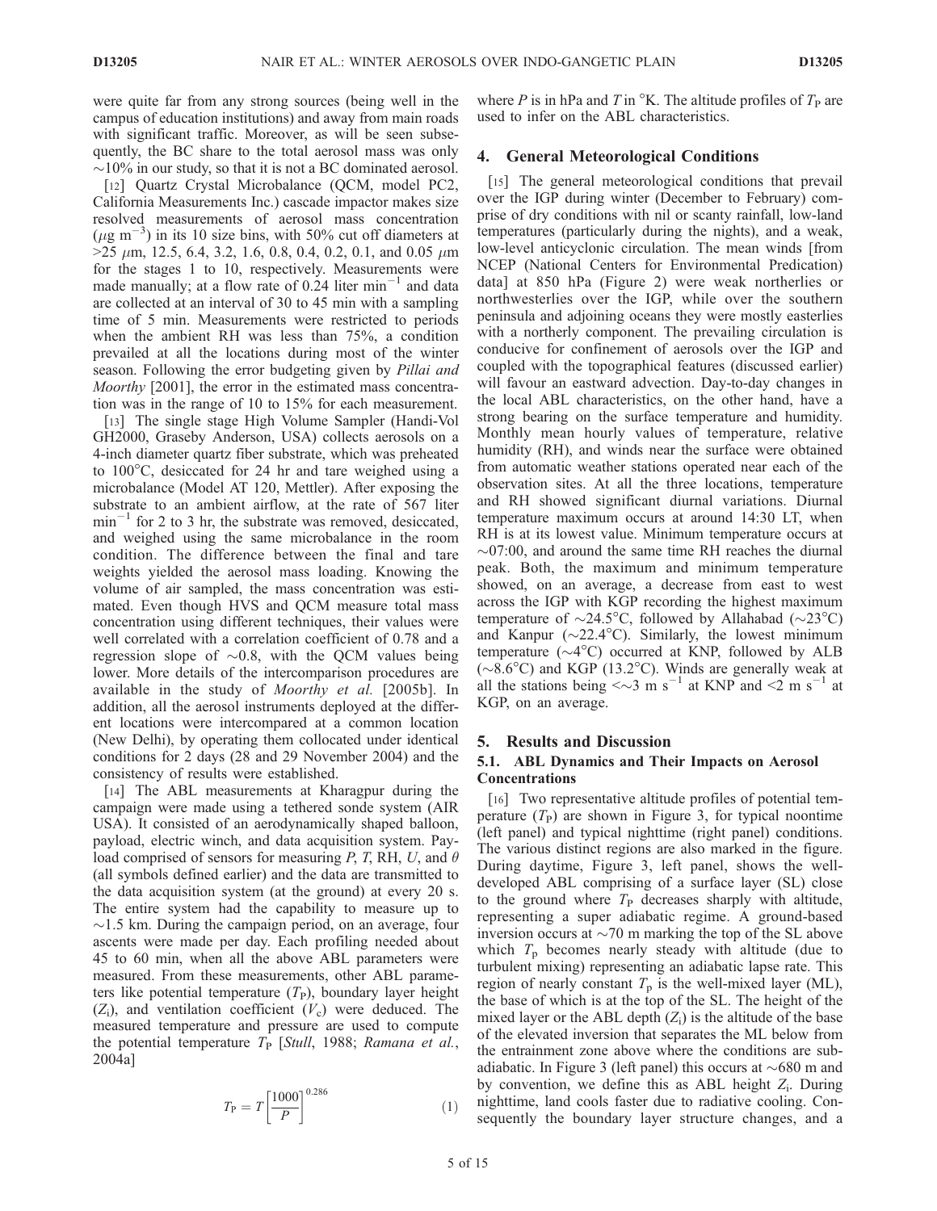were quite far from any strong sources (being well in the campus of education institutions) and away from main roads with significant traffic. Moreover, as will be seen subsequently, the BC share to the total aerosol mass was only ~10% in our study, so that it is not a BC dominated aerosol.

[12] Quartz Crystal Microbalance (QCM, model PC2, California Measurements Inc.) cascade impactor makes size resolved measurements of aerosol mass concentration ($\mu g\ m^{-3}$) in its 10 size bins, with 50% cut off diameters at >25 $\mu$m, 12.5, 6.4, 3.2, 1.6, 0.8, 0.4, 0.2, 0.1, and 0.05 $\mu$m for the stages 1 to 10, respectively. Measurements were made manually; at a flow rate of 0.24 liter $min^{-1}$ and data are collected at an interval of 30 to 45 min with a sampling time of 5 min. Measurements were restricted to periods when the ambient RH was less than 75%, a condition prevailed at all the locations during most of the winter season. Following the error budgeting given by *Pillai and Moorthy* [2001], the error in the estimated mass concentration was in the range of 10 to 15% for each measurement.

[13] The single stage High Volume Sampler (Handi-Vol GH2000, Graseby Anderson, USA) collects aerosols on a 4-inch diameter quartz fiber substrate, which was preheated to 100°C, desiccated for 24 hr and tare weighed using a microbalance (Model AT 120, Mettler). After exposing the substrate to an ambient airflow, at the rate of 567 liter $min^{-1}$ for 2 to 3 hr, the substrate was removed, desiccated, and weighed using the same microbalance in the room condition. The difference between the final and tare weights yielded the aerosol mass loading. Knowing the volume of air sampled, the mass concentration was estimated. Even though HVS and QCM measure total mass concentration using different techniques, their values were well correlated with a correlation coefficient of 0.78 and a regression slope of ~0.8, with the QCM values being lower. More details of the intercomparison procedures are available in the study of *Moorthy et al.* [2005b]. In addition, all the aerosol instruments deployed at the different locations were intercompared at a common location (New Delhi), by operating them collocated under identical conditions for 2 days (28 and 29 November 2004) and the consistency of results were established.

[14] The ABL measurements at Kharagpur during the campaign were made using a tethered sonde system (AIR USA). It consisted of an aerodynamically shaped balloon, payload, electric winch, and data acquisition system. Payload comprised of sensors for measuring $P$, $T$, RH, $U$, and $\theta$ (all symbols defined earlier) and the data are transmitted to the data acquisition system (at the ground) at every 20 s. The entire system had the capability to measure up to ~1.5 km. During the campaign period, on an average, four ascents were made per day. Each profiling needed about 45 to 60 min, when all the above ABL parameters were measured. From these measurements, other ABL parameters like potential temperature ($T_P$), boundary layer height ($Z_i$), and ventilation coefficient ($V_c$) were deduced. The measured temperature and pressure are used to compute the potential temperature $T_P$ [*Stull*, 1988; *Ramana et al.*, 2004a]

$$T_P = T\left[\frac{1000}{P}\right]^{0.286} \quad (1)$$

where $P$ is in hPa and $T$ in °K. The altitude profiles of $T_P$ are used to infer on the ABL characteristics.

## 4. General Meteorological Conditions

[15] The general meteorological conditions that prevail over the IGP during winter (December to February) comprise of dry conditions with nil or scanty rainfall, low-land temperatures (particularly during the nights), and a weak, low-level anticyclonic circulation. The mean winds [from NCEP (National Centers for Environmental Predication) data] at 850 hPa (Figure 2) were weak northerlies or northwesterlies over the IGP, while over the southern peninsula and adjoining oceans they were mostly easterlies with a northerly component. The prevailing circulation is conducive for confinement of aerosols over the IGP and coupled with the topographical features (discussed earlier) will favour an eastward advection. Day-to-day changes in the local ABL characteristics, on the other hand, have a strong bearing on the surface temperature and humidity. Monthly mean hourly values of temperature, relative humidity (RH), and winds near the surface were obtained from automatic weather stations operated near each of the observation sites. At all the three locations, temperature and RH showed significant diurnal variations. Diurnal temperature maximum occurs at around 14:30 LT, when RH is at its lowest value. Minimum temperature occurs at ~07:00, and around the same time RH reaches the diurnal peak. Both, the maximum and minimum temperature showed, on an average, a decrease from east to west across the IGP with KGP recording the highest maximum temperature of ~24.5°C, followed by Allahabad (~23°C) and Kanpur (~22.4°C). Similarly, the lowest minimum temperature (~4°C) occurred at KNP, followed by ALB (~8.6°C) and KGP (13.2°C). Winds are generally weak at all the stations being <~3 m $s^{-1}$ at KNP and <2 m $s^{-1}$ at KGP, on an average.

## 5. Results and Discussion

### 5.1. ABL Dynamics and Their Impacts on Aerosol Concentrations

[16] Two representative altitude profiles of potential temperature ($T_P$) are shown in Figure 3, for typical noontime (left panel) and typical nighttime (right panel) conditions. The various distinct regions are also marked in the figure. During daytime, Figure 3, left panel, shows the well-developed ABL comprising of a surface layer (SL) close to the ground where $T_P$ decreases sharply with altitude, representing a super adiabatic regime. A ground-based inversion occurs at ~70 m marking the top of the SL above which $T_p$ becomes nearly steady with altitude (due to turbulent mixing) representing an adiabatic lapse rate. This region of nearly constant $T_p$ is the well-mixed layer (ML), the base of which is at the top of the SL. The height of the mixed layer or the ABL depth ($Z_i$) is the altitude of the base of the elevated inversion that separates the ML below from the entrainment zone above where the conditions are sub-adiabatic. In Figure 3 (left panel) this occurs at ~680 m and by convention, we define this as ABL height $Z_i$. During nighttime, land cools faster due to radiative cooling. Consequently the boundary layer structure changes, and a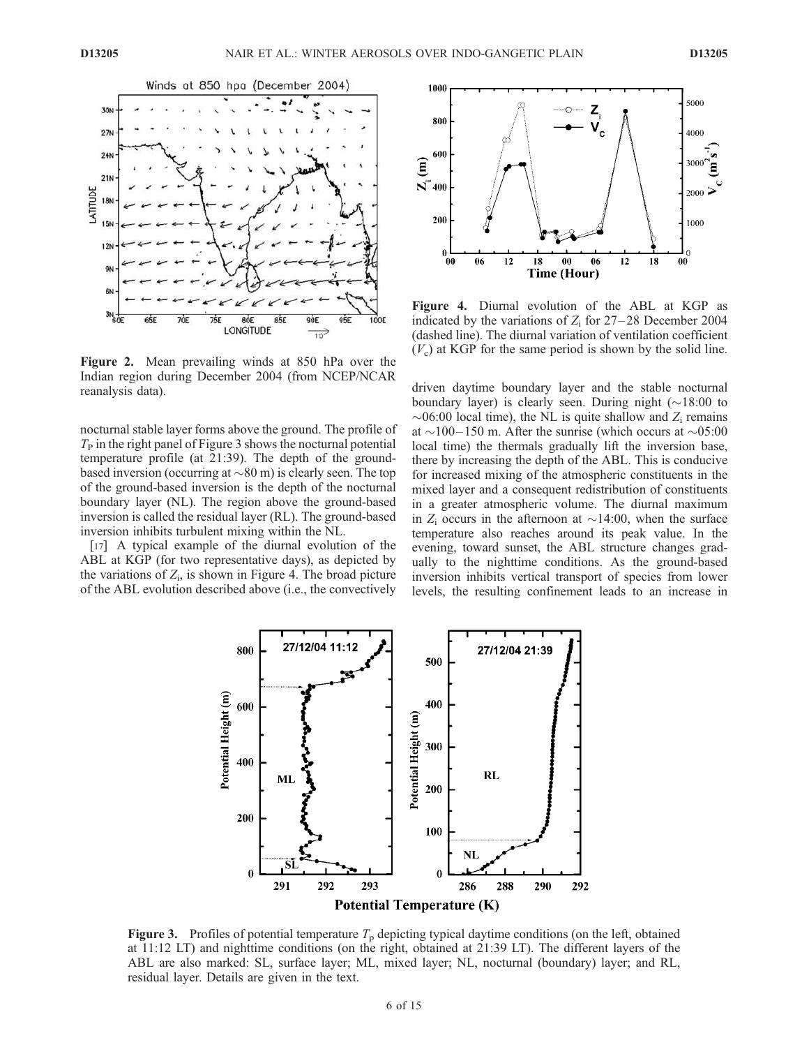Figure 2. Mean prevailing winds at 850 hPa over the Indian region during December 2004 (from NCEP/NCAR reanalysis data).

nocturnal stable layer forms above the ground. The profile of $T_P$ in the right panel of Figure 3 shows the nocturnal potential temperature profile (at 21:39). The depth of the ground-based inversion (occurring at ~80 m) is clearly seen. The top of the ground-based inversion is the depth of the nocturnal boundary layer (NL). The region above the ground-based inversion is called the residual layer (RL). The ground-based inversion inhibits turbulent mixing within the NL.

[17] A typical example of the diurnal evolution of the ABL at KGP (for two representative days), as depicted by the variations of $Z_i$, is shown in Figure 4. The broad picture of the ABL evolution described above (i.e., the convectively driven daytime boundary layer and the stable nocturnal boundary layer) is clearly seen. During night (~18:00 to ~06:00 local time), the NL is quite shallow and $Z_i$ remains at ~100–150 m. After the sunrise (which occurs at ~05:00 local time) the thermals gradually lift the inversion base, thereby increasing the depth of the ABL. This is conducive for increased mixing of the atmospheric constituents in the mixed layer and a consequent redistribution of constituents in a greater atmospheric volume. The diurnal maximum in $Z_i$ occurs in the afternoon at ~14:00, when the surface temperature also reaches around its peak value. In the evening, toward sunset, the ABL structure changes gradually to the nighttime conditions. As the ground-based inversion inhibits vertical transport of species from lower levels, the resulting confinement leads to an increase in

Figure 4. Diurnal evolution of the ABL at KGP as indicated by the variations of $Z_i$ for 27–28 December 2004 (dashed line). The diurnal variation of ventilation coefficient ($V_c$) at KGP for the same period is shown by the solid line.

Figure 3. Profiles of potential temperature $T_P$ depicting typical daytime conditions (on the left, obtained at 11:12 LT) and nighttime conditions (on the right, obtained at 21:39 LT). The different layers of the ABL are also marked: SL, surface layer; ML, mixed layer; NL, nocturnal (boundary) layer; and RL, residual layer. Details are given in the text.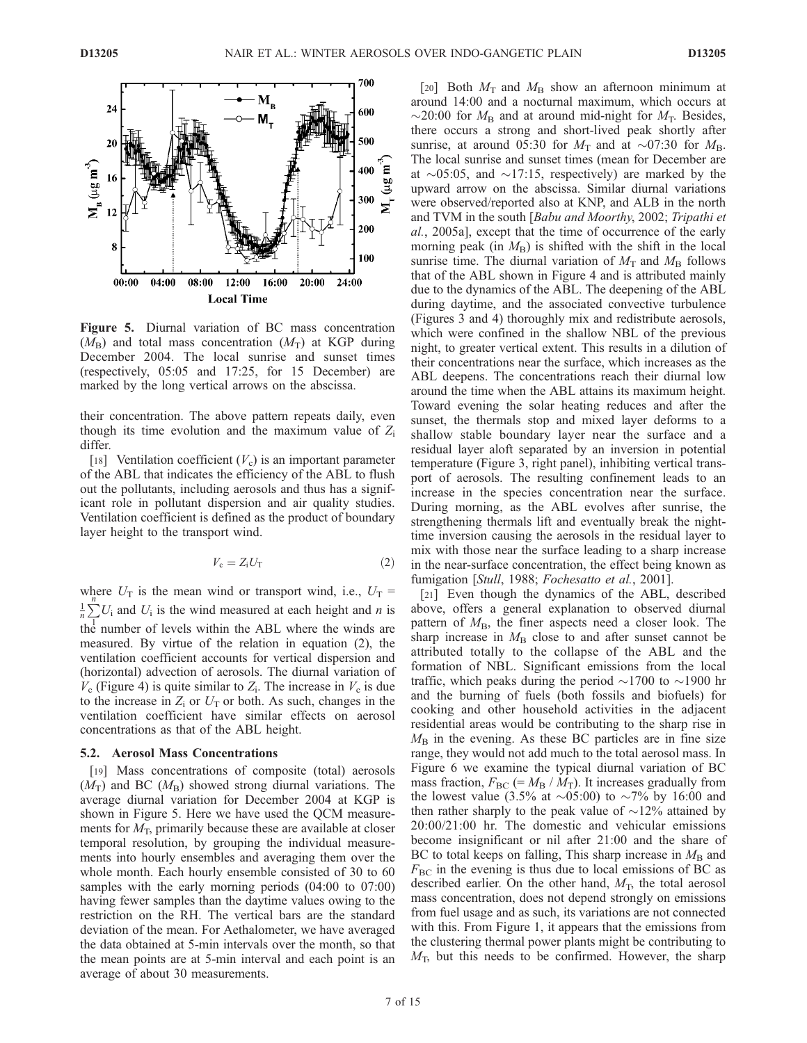$M_B$

$M_T$

$M_B$ ($\mu g\ m^{-3}$)

$M_T$ ($\mu g\ m^{-3}$)

Local Time

24

20

16

12

8

700

600

500

400

300

200

100

00:00 04:00 08:00 12:00 16:00 20:00 24:00

**Figure 5.** Diurnal variation of BC mass concentration ($M_B$) and total mass concentration ($M_T$) at KGP during December 2004. The local sunrise and sunset times (respectively, 05:05 and 17:25, for 15 December) are marked by the long vertical arrows on the abscissa.

their concentration. The above pattern repeats daily, even though its time evolution and the maximum value of $Z_i$ differ.

[18] Ventilation coefficient ($V_c$) is an important parameter of the ABL that indicates the efficiency of the ABL to flush out the pollutants, including aerosols and thus has a significant role in pollutant dispersion and air quality studies. Ventilation coefficient is defined as the product of boundary layer height to the transport wind.

$$V_c = Z_i U_T \tag{2}$$

where $U_T$ is the mean wind or transport wind, i.e., $U_T = \frac{1}{n}\sum_{1}^{n} U_i$ and $U_i$ is the wind measured at each height and $n$ is the number of levels within the ABL where the winds are measured. By virtue of the relation in equation (2), the ventilation coefficient accounts for vertical dispersion and (horizontal) advection of aerosols. The diurnal variation of $V_c$ (Figure 4) is quite similar to $Z_i$. The increase in $V_c$ is due to the increase in $Z_i$ or $U_T$ or both. As such, changes in the ventilation coefficient have similar effects on aerosol concentrations as that of the ABL height.

### 5.2. Aerosol Mass Concentrations

[19] Mass concentrations of composite (total) aerosols ($M_T$) and BC ($M_B$) showed strong diurnal variations. The average diurnal variation for December 2004 at KGP is shown in Figure 5. Here we have used the QCM measurements for $M_T$, primarily because these are available at closer temporal resolution, by grouping the individual measurements into hourly ensembles and averaging them over the whole month. Each hourly ensemble consisted of 30 to 60 samples with the early morning periods (04:00 to 07:00) having fewer samples than the daytime values owing to the restriction on the RH. The vertical bars are the standard deviation of the mean. For Aethalometer, we have averaged the data obtained at 5-min intervals over the month, so that the mean points are at 5-min interval and each point is an average of about 30 measurements.

[20] Both $M_T$ and $M_B$ show an afternoon minimum at around 14:00 and a nocturnal maximum, which occurs at ~20:00 for $M_B$ and at around mid-night for $M_T$. Besides, there occurs a strong and short-lived peak shortly after sunrise, at around 05:30 for $M_T$ and at ~07:30 for $M_B$. The local sunrise and sunset times (mean for December are at ~05:05, and ~17:15, respectively) are marked by the upward arrow on the abscissa. Similar diurnal variations were observed/reported also at KNP, and ALB in the north and TVM in the south [*Babu and Moorthy*, 2002; *Tripathi et al.*, 2005a], except that the time of occurrence of the early morning peak (in $M_B$) is shifted with the shift in the local sunrise time. The diurnal variation of $M_T$ and $M_B$ follows that of the ABL shown in Figure 4 and is attributed mainly due to the dynamics of the ABL. The deepening of the ABL during daytime, and the associated convective turbulence (Figures 3 and 4) thoroughly mix and redistribute aerosols, which were confined in the shallow NBL of the previous night, to greater vertical extent. This results in a dilution of their concentrations near the surface, which increases as the ABL deepens. The concentrations reach their diurnal low around the time when the ABL attains its maximum height. Toward evening the solar heating reduces and after the sunset, the thermals stop and mixed layer deforms to a shallow stable boundary layer near the surface and a residual layer aloft separated by an inversion in potential temperature (Figure 3, right panel), inhibiting vertical transport of aerosols. The resulting confinement leads to an increase in the species concentration near the surface. During morning, as the ABL evolves after sunrise, the strengthening thermals lift and eventually break the night-time inversion causing the aerosols in the residual layer to mix with those near the surface leading to a sharp increase in the near-surface concentration, the effect being known as fumigation [*Stull*, 1988; *Fochesatto et al.*, 2001].

[21] Even though the dynamics of the ABL, described above, offers a general explanation to observed diurnal pattern of $M_B$, the finer aspects need a closer look. The sharp increase in $M_B$ close to and after sunset cannot be attributed totally to the collapse of the ABL and the formation of NBL. Significant emissions from the local traffic, which peaks during the period ~1700 to ~1900 hr and the burning of fuels (both fossils and biofuels) for cooking and other household activities in the adjacent residential areas would be contributing to the sharp rise in $M_B$ in the evening. As these BC particles are in fine size range, they would not add much to the total aerosol mass. In Figure 6 we examine the typical diurnal variation of BC mass fraction, $F_{BC}$ (= $M_B$ / $M_T$). It increases gradually from the lowest value (3.5% at ~05:00) to ~7% by 16:00 and then rather sharply to the peak value of ~12% attained by 20:00/21:00 hr. The domestic and vehicular emissions become insignificant or nil after 21:00 and the share of BC to total keeps on falling, This sharp increase in $M_B$ and $F_{BC}$ in the evening is thus due to local emissions of BC as described earlier. On the other hand, $M_T$, the total aerosol mass concentration, does not depend strongly on emissions from fuel usage and as such, its variations are not connected with this. From Figure 1, it appears that the emissions from the clustering thermal power plants might be contributing to $M_T$, but this needs to be confirmed. However, the sharp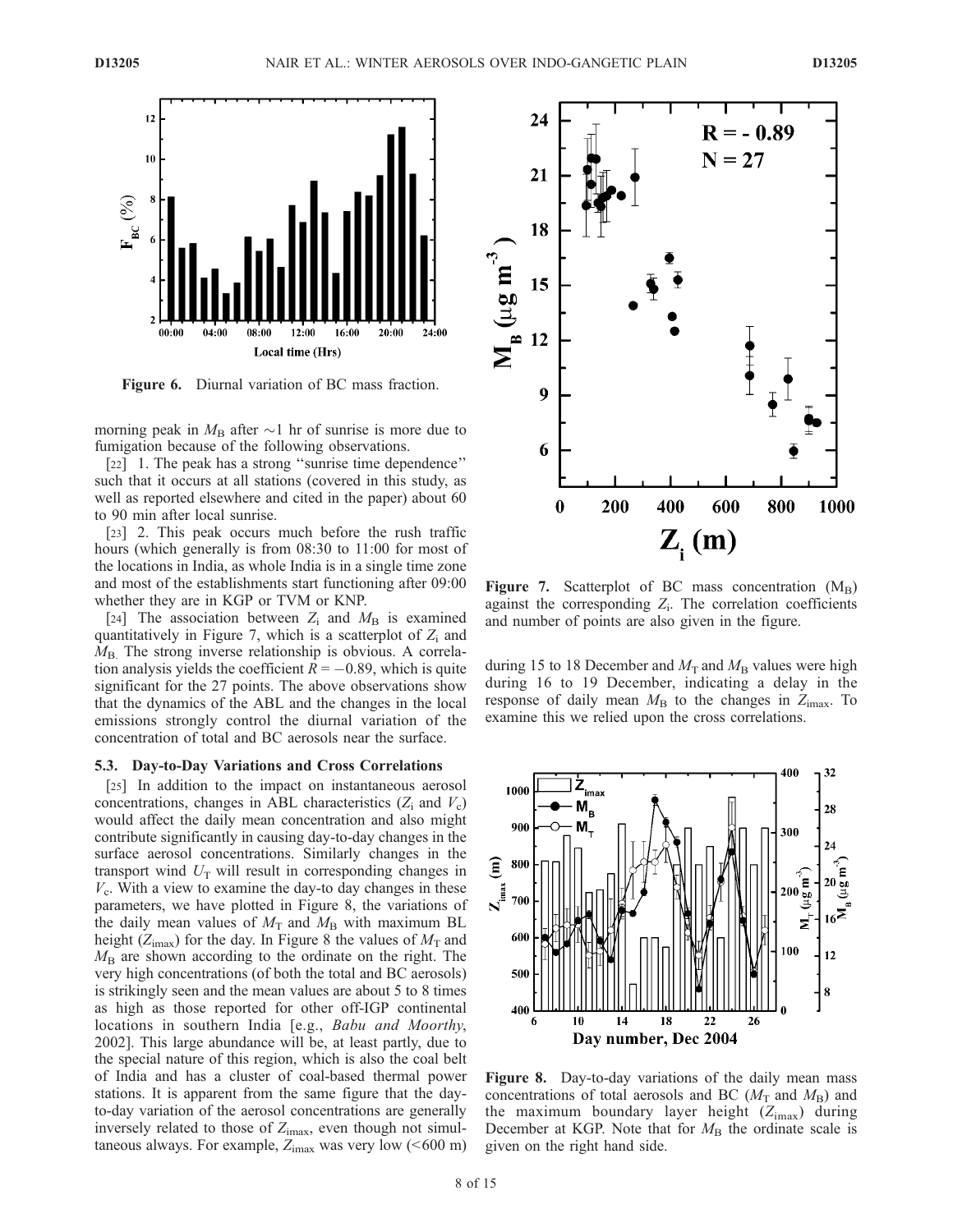$F_{BC}$ (%)

12

10

8

6

4

2

00:00 04:00 08:00 12:00 16:00 20:00 24:00

Local time (Hrs)

**Figure 6.** Diurnal variation of BC mass fraction.

morning peak in $M_B$ after ~1 hr of sunrise is more due to fumigation because of the following observations.

[22] 1. The peak has a strong "sunrise time dependence" such that it occurs at all stations (covered in this study, as well as reported elsewhere and cited in the paper) about 60 to 90 min after local sunrise.

[23] 2. This peak occurs much before the rush traffic hours (which generally is from 08:30 to 11:00 for most of the locations in India, as whole India is in a single time zone and most of the establishments start functioning after 09:00 whether they are in KGP or TVM or KNP.

[24] The association between $Z_i$ and $M_B$ is examined quantitatively in Figure 7, which is a scatterplot of $Z_i$ and $M_B$. The strong inverse relationship is obvious. A correlation analysis yields the coefficient $R = -0.89$, which is quite significant for the 27 points. The above observations show that the dynamics of the ABL and the changes in the local emissions strongly control the diurnal variation of the concentration of total and BC aerosols near the surface.

### 5.3. Day-to-Day Variations and Cross Correlations

[25] In addition to the impact on instantaneous aerosol concentrations, changes in ABL characteristics ($Z_i$ and $V_c$) would affect the daily mean concentration and also might contribute significantly in causing day-to-day changes in the surface aerosol concentrations. Similarly changes in the transport wind $U_T$ will result in corresponding changes in $V_c$. With a view to examine the day-to day changes in these parameters, we have plotted in Figure 8, the variations of the daily mean values of $M_T$ and $M_B$ with maximum BL height ($Z_{imax}$) for the day. In Figure 8 the values of $M_T$ and $M_B$ are shown according to the ordinate on the right. The very high concentrations (of both the total and BC aerosols) is strikingly seen and the mean values are about 5 to 8 times as high as those reported for other off-IGP continental locations in southern India [e.g., *Babu and Moorthy*, 2002]. This large abundance will be, at least partly, due to the special nature of this region, which is also the coal belt of India and has a cluster of coal-based thermal power stations. It is apparent from the same figure that the day-to-day variation of the aerosol concentrations are generally inversely related to those of $Z_{imax}$, even though not simultaneous always. For example, $Z_{imax}$ was very low (<600 m)

R = - 0.89

N = 27

$M_B$ ($\mu$g m$^{-3}$)

24

21

18

15

12

9

6

0 200 400 600 800 1000

$Z_i$ (m)

**Figure 7.** Scatterplot of BC mass concentration ($M_B$) against the corresponding $Z_i$. The correlation coefficients and number of points are also given in the figure.

during 15 to 18 December and $M_T$ and $M_B$ values were high during 16 to 19 December, indicating a delay in the response of daily mean $M_B$ to the changes in $Z_{imax}$. To examine this we relied upon the cross correlations.

$Z_{imax}$

$M_B$

$M_T$

$Z_{imax}$ (m)

1000

900

800

700

600

500

400

$M_T$ ($\mu$g m$^{-3}$)

400

300

200

100

0

$M_B$ ($\mu$g m$^{-3}$)

32

28

24

20

16

12

8

6 10 14 18 22 26

Day number, Dec 2004

**Figure 8.** Day-to-day variations of the daily mean mass concentrations of total aerosols and BC ($M_T$ and $M_B$) and the maximum boundary layer height ($Z_{imax}$) during December at KGP. Note that for $M_B$ the ordinate scale is given on the right hand side.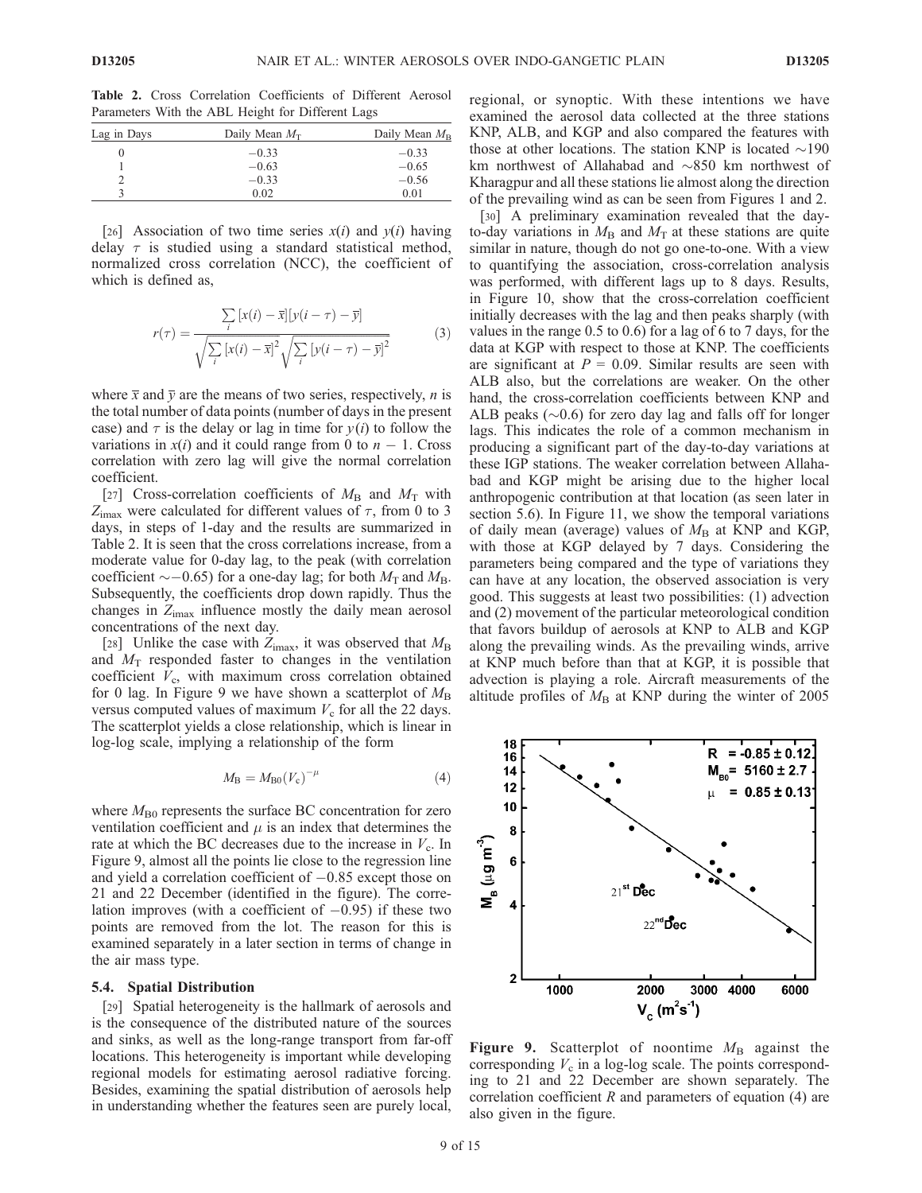**Table 2.** Cross Correlation Coefficients of Different Aerosol Parameters With the ABL Height for Different Lags

| Lag in Days | Daily Mean $M_T$ | Daily Mean $M_B$ |
|---|---|---|
| 0 | −0.33 | −0.33 |
| 1 | −0.63 | −0.65 |
| 2 | −0.33 | −0.56 |
| 3 | 0.02 | 0.01 |

[26] Association of two time series $x(i)$ and $y(i)$ having delay $\tau$ is studied using a standard statistical method, normalized cross correlation (NCC), the coefficient of which is defined as,

$$r(\tau) = \frac{\sum_i [x(i) - \bar{x}][y(i - \tau) - \bar{y}]}{\sqrt{\sum_i [x(i) - \bar{x}]^2}\sqrt{\sum_i [y(i - \tau) - \bar{y}]^2}} \quad (3)$$

where $\bar{x}$ and $\bar{y}$ are the means of two series, respectively, $n$ is the total number of data points (number of days in the present case) and $\tau$ is the delay or lag in time for $y(i)$ to follow the variations in $x(i)$ and it could range from 0 to $n - 1$. Cross correlation with zero lag will give the normal correlation coefficient.

[27] Cross-correlation coefficients of $M_B$ and $M_T$ with $Z_{imax}$ were calculated for different values of $\tau$, from 0 to 3 days, in steps of 1-day and the results are summarized in Table 2. It is seen that the cross correlations increase, from a moderate value for 0-day lag, to the peak (with correlation coefficient $\sim -0.65$) for a one-day lag; for both $M_T$ and $M_B$. Subsequently, the coefficients drop down rapidly. Thus the changes in $Z_{imax}$ influence mostly the daily mean aerosol concentrations of the next day.

[28] Unlike the case with $Z_{imax}$, it was observed that $M_B$ and $M_T$ responded faster to changes in the ventilation coefficient $V_c$, with maximum cross correlation obtained for 0 lag. In Figure 9 we have shown a scatterplot of $M_B$ versus computed values of maximum $V_c$ for all the 22 days. The scatterplot yields a close relationship, which is linear in log-log scale, implying a relationship of the form

$$M_B = M_{B0}(V_c)^{-\mu} \quad (4)$$

where $M_{B0}$ represents the surface BC concentration for zero ventilation coefficient and $\mu$ is an index that determines the rate at which the BC decreases due to the increase in $V_c$. In Figure 9, almost all the points lie close to the regression line and yield a correlation coefficient of −0.85 except those on 21 and 22 December (identified in the figure). The correlation improves (with a coefficient of −0.95) if these two points are removed from the lot. The reason for this is examined separately in a later section in terms of change in the air mass type.

### 5.4. Spatial Distribution

[29] Spatial heterogeneity is the hallmark of aerosols and is the consequence of the distributed nature of the sources and sinks, as well as the long-range transport from far-off locations. This heterogeneity is important while developing regional models for estimating aerosol radiative forcing. Besides, examining the spatial distribution of aerosols help in understanding whether the features seen are purely local, regional, or synoptic. With these intentions we have examined the aerosol data collected at the three stations KNP, ALB, and KGP and also compared the features with those at other locations. The station KNP is located ~190 km northwest of Allahabad and ~850 km northwest of Kharagpur and all these stations lie almost along the direction of the prevailing wind as can be seen from Figures 1 and 2.

[30] A preliminary examination revealed that the day-to-day variations in $M_B$ and $M_T$ at these stations are quite similar in nature, though do not go one-to-one. With a view to quantifying the association, cross-correlation analysis was performed, with different lags up to 8 days. Results, in Figure 10, show that the cross-correlation coefficient initially decreases with the lag and then peaks sharply (with values in the range 0.5 to 0.6) for a lag of 6 to 7 days, for the data at KGP with respect to those at KNP. The coefficients are significant at $P = 0.09$. Similar results are seen with ALB also, but the correlations are weaker. On the other hand, the cross-correlation coefficients between KNP and ALB peaks (~0.6) for zero day lag and falls off for longer lags. This indicates the role of a common mechanism in producing a significant part of the day-to-day variations at these IGP stations. The weaker correlation between Allahabad and KGP might be arising due to the higher local anthropogenic contribution at that location (as seen later in section 5.6). In Figure 11, we show the temporal variations of daily mean (average) values of $M_B$ at KNP and KGP, with those at KGP delayed by 7 days. Considering the parameters being compared and the type of variations they can have at any location, the observed association is very good. This suggests at least two possibilities: (1) advection and (2) movement of the particular meteorological condition that favors buildup of aerosols at KNP to ALB and KGP along the prevailing winds. As the prevailing winds, arrive at KNP much before than that at KGP, it is possible that advection is playing a role. Aircraft measurements of the altitude profiles of $M_B$ at KNP during the winter of 2005

R = -0.85 ± 0.12
M$_{B0}$ = 5160 ± 2.7
μ = 0.85 ± 0.13
21$^{st}$ Dec
22$^{nd}$ Dec
$M_B$ ($\mu g\ m^{-3}$)
$V_C$ ($m^2 s^{-1}$)
2 4 6 8 10 12 14 16 18
1000 2000 3000 4000 6000

**Figure 9.** Scatterplot of noontime $M_B$ against the corresponding $V_c$ in a log-log scale. The points corresponding to 21 and 22 December are shown separately. The correlation coefficient $R$ and parameters of equation (4) are also given in the figure.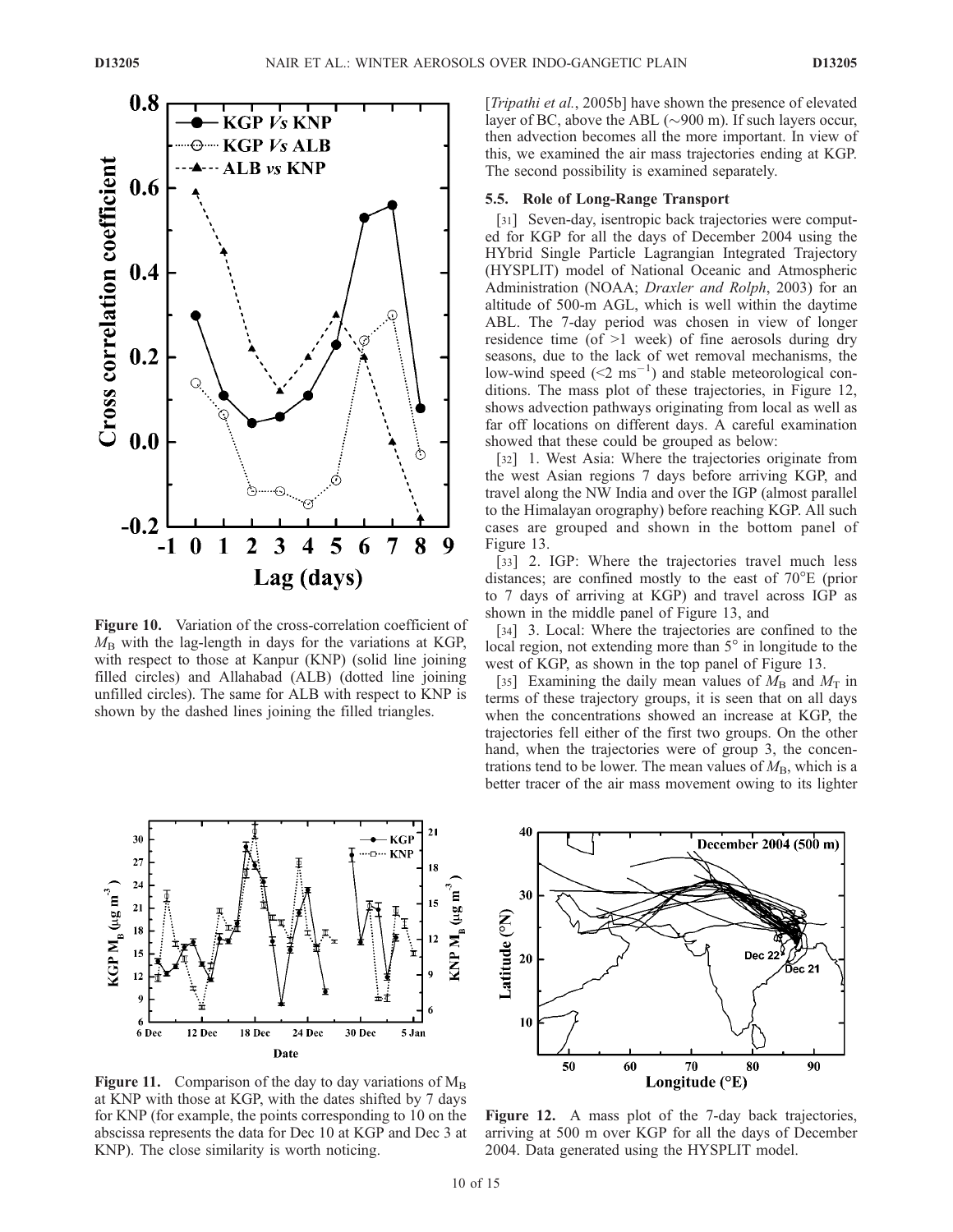Figure 10. Variation of the cross-correlation coefficient of $M_B$ with the lag-length in days for the variations at KGP, with respect to those at Kanpur (KNP) (solid line joining filled circles) and Allahabad (ALB) (dotted line joining unfilled circles). The same for ALB with respect to KNP is shown by the dashed lines joining the filled triangles.

[*Tripathi et al.*, 2005b] have shown the presence of elevated layer of BC, above the ABL (~900 m). If such layers occur, then advection becomes all the more important. In view of this, we examined the air mass trajectories ending at KGP. The second possibility is examined separately.

### 5.5. Role of Long-Range Transport

[31] Seven-day, isentropic back trajectories were computed for KGP for all the days of December 2004 using the HYbrid Single Particle Lagrangian Integrated Trajectory (HYSPLIT) model of National Oceanic and Atmospheric Administration (NOAA; *Draxler and Rolph*, 2003) for an altitude of 500-m AGL, which is well within the daytime ABL. The 7-day period was chosen in view of longer residence time (of >1 week) of fine aerosols during dry seasons, due to the lack of wet removal mechanisms, the low-wind speed (<2 $ms^{-1}$) and stable meteorological conditions. The mass plot of these trajectories, in Figure 12, shows advection pathways originating from local as well as far off locations on different days. A careful examination showed that these could be grouped as below:

[32] 1. West Asia: Where the trajectories originate from the west Asian regions 7 days before arriving KGP, and travel along the NW India and over the IGP (almost parallel to the Himalayan orography) before reaching KGP. All such cases are grouped and shown in the bottom panel of Figure 13.

[33] 2. IGP: Where the trajectories travel much less distances; are confined mostly to the east of 70°E (prior to 7 days of arriving at KGP) and travel across IGP as shown in the middle panel of Figure 13, and

[34] 3. Local: Where the trajectories are confined to the local region, not extending more than 5° in longitude to the west of KGP, as shown in the top panel of Figure 13.

[35] Examining the daily mean values of $M_B$ and $M_T$ in terms of these trajectory groups, it is seen that on all days when the concentrations showed an increase at KGP, the trajectories fell either of the first two groups. On the other hand, when the trajectories were of group 3, the concentrations tend to be lower. The mean values of $M_B$, which is a better tracer of the air mass movement owing to its lighter

Figure 11. Comparison of the day to day variations of $M_B$ at KNP with those at KGP, with the dates shifted by 7 days for KNP (for example, the points corresponding to 10 on the abscissa represents the data for Dec 10 at KGP and Dec 3 at KNP). The close similarity is worth noticing.

Figure 12. A mass plot of the 7-day back trajectories, arriving at 500 m over KGP for all the days of December 2004. Data generated using the HYSPLIT model.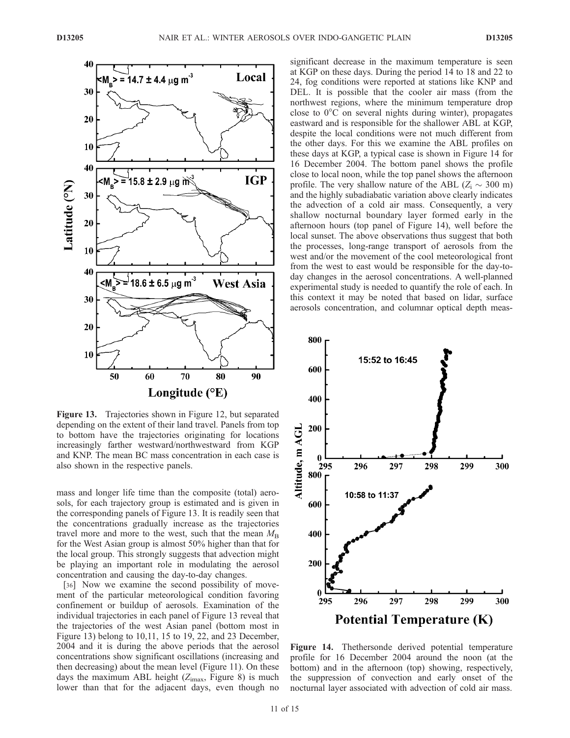Latitude (°N)

Local

$<M_B> = 14.7 \pm 4.4\ \mu g\ m^{-3}$

IGP

$<M_B> = 15.8 \pm 2.9\ \mu g\ m^{-3}$

West Asia

$<M_B> = 18.6 \pm 6.5\ \mu g\ m^{-3}$

Longitude (°E)

**Figure 13.** Trajectories shown in Figure 12, but separated depending on the extent of their land travel. Panels from top to bottom have the trajectories originating for locations increasingly farther westward/northwestward from KGP and KNP. The mean BC mass concentration in each case is also shown in the respective panels.

mass and longer life time than the composite (total) aerosols, for each trajectory group is estimated and is given in the corresponding panels of Figure 13. It is readily seen that the concentrations gradually increase as the trajectories travel more and more to the west, such that the mean $M_B$ for the West Asian group is almost 50% higher than that for the local group. This strongly suggests that advection might be playing an important role in modulating the aerosol concentration and causing the day-to-day changes.

[36] Now we examine the second possibility of movement of the particular meteorological condition favoring confinement or buildup of aerosols. Examination of the individual trajectories in each panel of Figure 13 reveal that the trajectories of the west Asian panel (bottom most in Figure 13) belong to 10,11, 15 to 19, 22, and 23 December, 2004 and it is during the above periods that the aerosol concentrations show significant oscillations (increasing and then decreasing) about the mean level (Figure 11). On these days the maximum ABL height ($Z_{imax}$, Figure 8) is much lower than that for the adjacent days, even though no significant decrease in the maximum temperature is seen at KGP on these days. During the period 14 to 18 and 22 to 24, fog conditions were reported at stations like KNP and DEL. It is possible that the cooler air mass (from the northwest regions, where the minimum temperature drop close to 0°C on several nights during winter), propagates eastward and is responsible for the shallower ABL at KGP, despite the local conditions were not much different from the other days. For this we examine the ABL profiles on these days at KGP, a typical case is shown in Figure 14 for 16 December 2004. The bottom panel shows the profile close to local noon, while the top panel shows the afternoon profile. The very shallow nature of the ABL ($Z_i \sim 300$ m) and the highly subadiabatic variation above clearly indicates the advection of a cold air mass. Consequently, a very shallow nocturnal boundary layer formed early in the afternoon hours (top panel of Figure 14), well before the local sunset. The above observations thus suggest that both the processes, long-range transport of aerosols from the west and/or the movement of the cool meteorological front from the west to east would be responsible for the day-to-day changes in the aerosol concentrations. A well-planned experimental study is needed to quantify the role of each. In this context it may be noted that based on lidar, surface aerosols concentration, and columnar optical depth meas-

15:52 to 16:45

10:58 to 11:37

Altitude, m AGL

Potential Temperature (K)

**Figure 14.** Thethersonde derived potential temperature profile for 16 December 2004 around the noon (at the bottom) and in the afternoon (top) showing, respectively, the suppression of convection and early onset of the nocturnal layer associated with advection of cold air mass.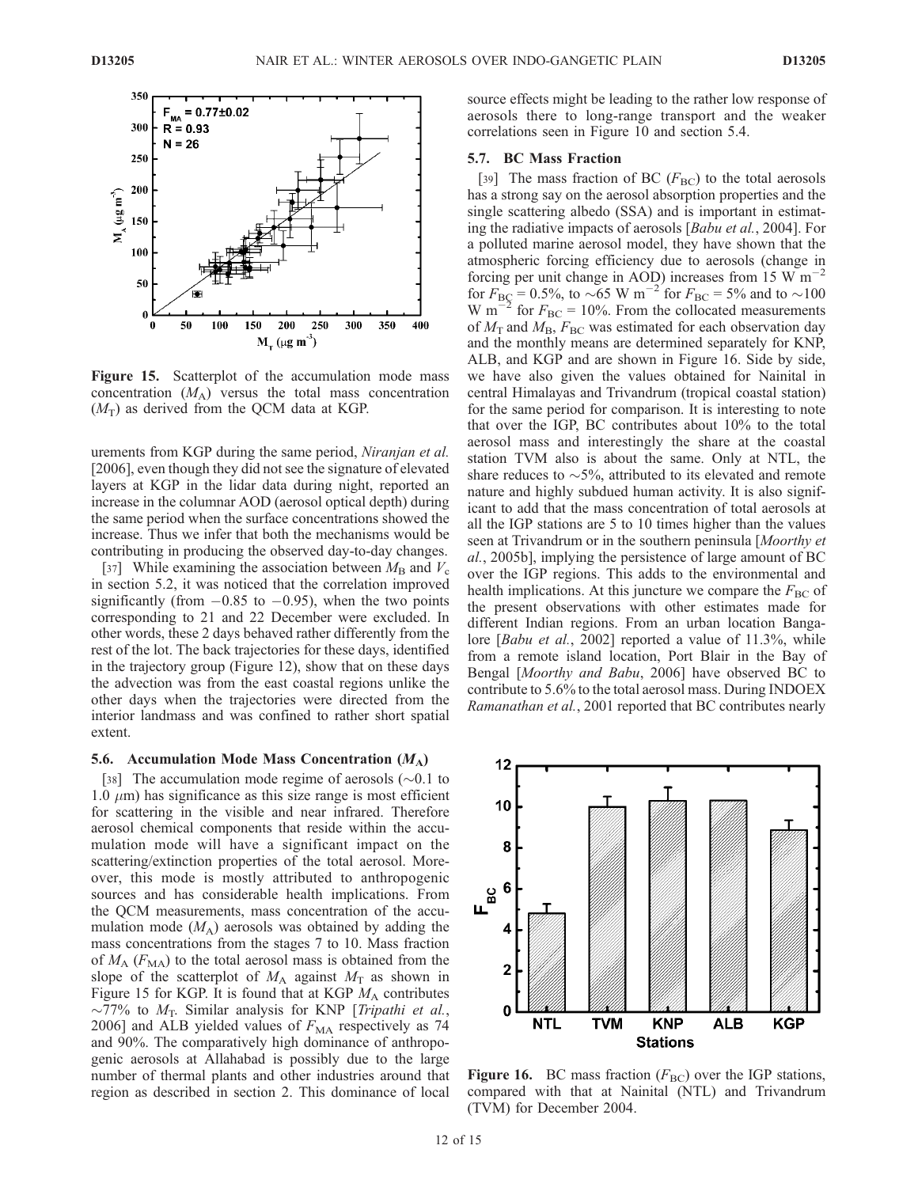F$_{MA}$ = 0.77±0.02
R = 0.93
N = 26

$M_A$ ($\mu$g m$^{-3}$)

$M_T$ ($\mu$g m$^{-3}$)

**Figure 15.** Scatterplot of the accumulation mode mass concentration ($M_A$) versus the total mass concentration ($M_T$) as derived from the QCM data at KGP.

urements from KGP during the same period, *Niranjan et al.* [2006], even though they did not see the signature of elevated layers at KGP in the lidar data during night, reported an increase in the columnar AOD (aerosol optical depth) during the same period when the surface concentrations showed the increase. Thus we infer that both the mechanisms would be contributing in producing the observed day-to-day changes.

[37] While examining the association between $M_B$ and $V_c$ in section 5.2, it was noticed that the correlation improved significantly (from $-0.85$ to $-0.95$), when the two points corresponding to 21 and 22 December were excluded. In other words, these 2 days behaved rather differently from the rest of the lot. The back trajectories for these days, identified in the trajectory group (Figure 12), show that on these days the advection was from the east coastal regions unlike the other days when the trajectories were directed from the interior landmass and was confined to rather short spatial extent.

### 5.6. Accumulation Mode Mass Concentration ($M_A$)

[38] The accumulation mode regime of aerosols ($\sim$0.1 to 1.0 $\mu$m) has significance as this size range is most efficient for scattering in the visible and near infrared. Therefore aerosol chemical components that reside within the accumulation mode will have a significant impact on the scattering/extinction properties of the total aerosol. Moreover, this mode is mostly attributed to anthropogenic sources and has considerable health implications. From the QCM measurements, mass concentration of the accumulation mode ($M_A$) aerosols was obtained by adding the mass concentrations from the stages 7 to 10. Mass fraction of $M_A$ ($F_{MA}$) to the total aerosol mass is obtained from the slope of the scatterplot of $M_A$ against $M_T$ as shown in Figure 15 for KGP. It is found that at KGP $M_A$ contributes $\sim$77% to $M_T$. Similar analysis for KNP [*Tripathi et al.*, 2006] and ALB yielded values of $F_{MA}$ respectively as 74 and 90%. The comparatively high dominance of anthropogenic aerosols at Allahabad is possibly due to the large number of thermal plants and other industries around that region as described in section 2. This dominance of local source effects might be leading to the rather low response of aerosols there to long-range transport and the weaker correlations seen in Figure 10 and section 5.4.

### 5.7. BC Mass Fraction

[39] The mass fraction of BC ($F_{BC}$) to the total aerosols has a strong say on the aerosol absorption properties and the single scattering albedo (SSA) and is important in estimating the radiative impacts of aerosols [*Babu et al.*, 2004]. For a polluted marine aerosol model, they have shown that the atmospheric forcing efficiency due to aerosols (change in forcing per unit change in AOD) increases from 15 W m$^{-2}$ for $F_{BC}$ = 0.5%, to $\sim$65 W m$^{-2}$ for $F_{BC}$ = 5% and to $\sim$100 W m$^{-2}$ for $F_{BC}$ = 10%. From the collocated measurements of $M_T$ and $M_B$, $F_{BC}$ was estimated for each observation day and the monthly means are determined separately for KNP, ALB, and KGP and are shown in Figure 16. Side by side, we have also given the values obtained for Nainital in central Himalayas and Trivandrum (tropical coastal station) for the same period for comparison. It is interesting to note that over the IGP, BC contributes about 10% to the total aerosol mass and interestingly the share at the coastal station TVM also is about the same. Only at NTL, the share reduces to $\sim$5%, attributed to its elevated and remote nature and highly subdued human activity. It is also significant to add that the mass concentration of total aerosols at all the IGP stations are 5 to 10 times higher than the values seen at Trivandrum or in the southern peninsula [*Moorthy et al.*, 2005b], implying the persistence of large amount of BC over the IGP regions. This adds to the environmental and health implications. At this juncture we compare the $F_{BC}$ of the present observations with other estimates made for different Indian regions. From an urban location Bangalore [*Babu et al.*, 2002] reported a value of 11.3%, while from a remote island location, Port Blair in the Bay of Bengal [*Moorthy and Babu*, 2006] have observed BC to contribute to 5.6% to the total aerosol mass. During INDOEX *Ramanathan et al.*, 2001 reported that BC contributes nearly

$F_{BC}$

Stations

NTL TVM KNP ALB KGP

**Figure 16.** BC mass fraction ($F_{BC}$) over the IGP stations, compared with that at Nainital (NTL) and Trivandrum (TVM) for December 2004.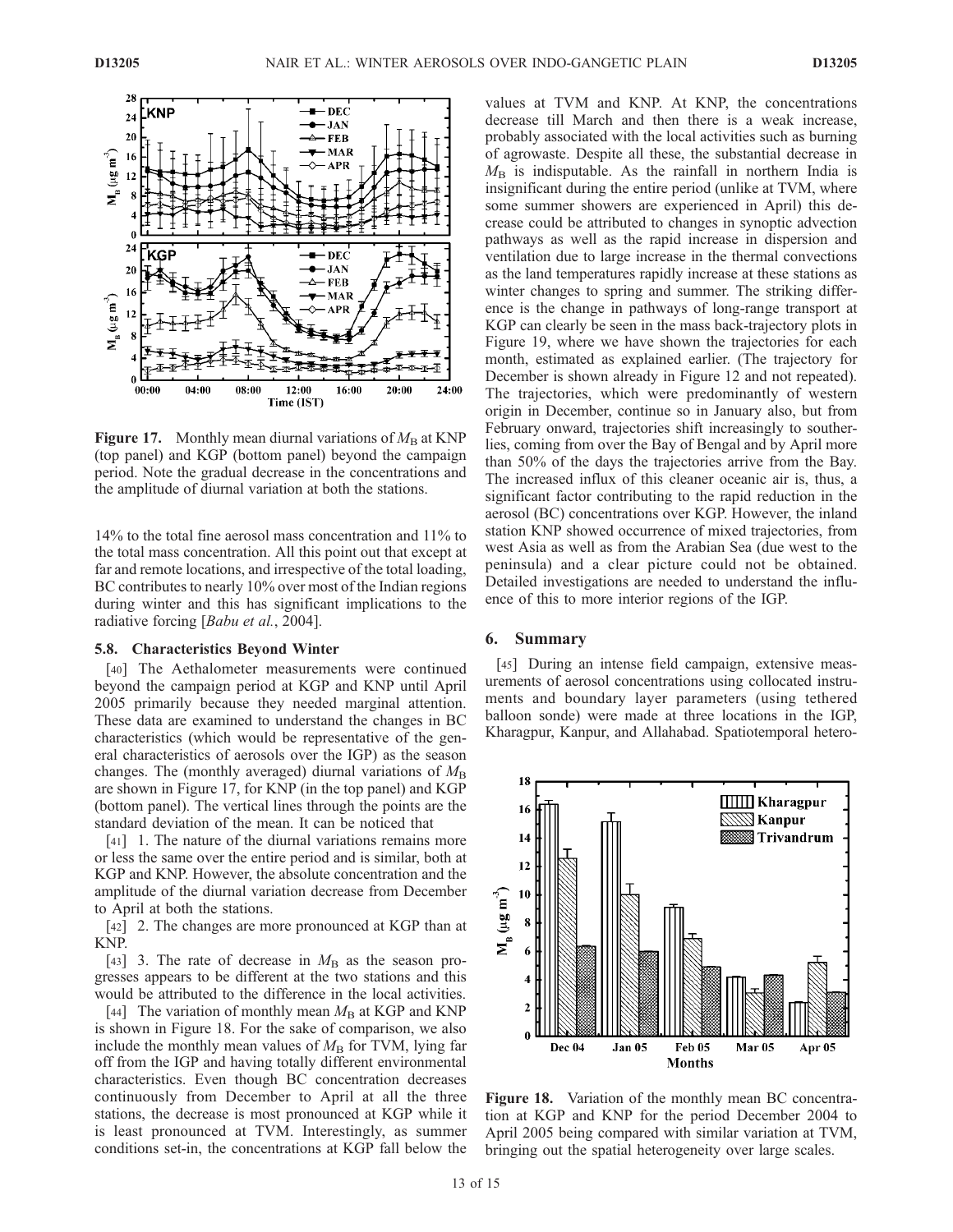KNP

$M_B$ ($\mu$g m$^{-3}$)

DEC
JAN
FEB
MAR
APR

KGP

$M_B$ ($\mu$g m$^{-3}$)

DEC
JAN
FEB
MAR
APR

00:00 04:00 08:00 12:00 16:00 20:00 24:00

Time (IST)

**Figure 17.** Monthly mean diurnal variations of $M_B$ at KNP (top panel) and KGP (bottom panel) beyond the campaign period. Note the gradual decrease in the concentrations and the amplitude of diurnal variation at both the stations.

14% to the total fine aerosol mass concentration and 11% to the total mass concentration. All this point out that except at far and remote locations, and irrespective of the total loading, BC contributes to nearly 10% over most of the Indian regions during winter and this has significant implications to the radiative forcing [*Babu et al.*, 2004].

### 5.8. Characteristics Beyond Winter

[40] The Aethalometer measurements were continued beyond the campaign period at KGP and KNP until April 2005 primarily because they needed marginal attention. These data are examined to understand the changes in BC characteristics (which would be representative of the general characteristics of aerosols over the IGP) as the season changes. The (monthly averaged) diurnal variations of $M_B$ are shown in Figure 17, for KNP (in the top panel) and KGP (bottom panel). The vertical lines through the points are the standard deviation of the mean. It can be noticed that

[41] 1. The nature of the diurnal variations remains more or less the same over the entire period and is similar, both at KGP and KNP. However, the absolute concentration and the amplitude of the diurnal variation decrease from December to April at both the stations.

[42] 2. The changes are more pronounced at KGP than at KNP.

[43] 3. The rate of decrease in $M_B$ as the season progresses appears to be different at the two stations and this would be attributed to the difference in the local activities.

[44] The variation of monthly mean $M_B$ at KGP and KNP is shown in Figure 18. For the sake of comparison, we also include the monthly mean values of $M_B$ for TVM, lying far off from the IGP and having totally different environmental characteristics. Even though BC concentration decreases continuously from December to April at all the three stations, the decrease is most pronounced at KGP while it is least pronounced at TVM. Interestingly, as summer conditions set-in, the concentrations at KGP fall below the values at TVM and KNP. At KNP, the concentrations decrease till March and then there is a weak increase, probably associated with the local activities such as burning of agrowaste. Despite all these, the substantial decrease in $M_B$ is indisputable. As the rainfall in northern India is insignificant during the entire period (unlike at TVM, where some summer showers are experienced in April) this decrease could be attributed to changes in synoptic advection pathways as well as the rapid increase in dispersion and ventilation due to large increase in the thermal convections as the land temperatures rapidly increase at these stations as winter changes to spring and summer. The striking difference is the change in pathways of long-range transport at KGP can clearly be seen in the mass back-trajectory plots in Figure 19, where we have shown the trajectories for each month, estimated as explained earlier. (The trajectory for December is shown already in Figure 12 and not repeated). The trajectories, which were predominantly of western origin in December, continue so in January also, but from February onward, trajectories shift increasingly to southerlies, coming from over the Bay of Bengal and by April more than 50% of the days the trajectories arrive from the Bay. The increased influx of this cleaner oceanic air is, thus, a significant factor contributing to the rapid reduction in the aerosol (BC) concentrations over KGP. However, the inland station KNP showed occurrence of mixed trajectories, from west Asia as well as from the Arabian Sea (due west to the peninsula) and a clear picture could not be obtained. Detailed investigations are needed to understand the influence of this to more interior regions of the IGP.

## 6. Summary

[45] During an intense field campaign, extensive measurements of aerosol concentrations using collocated instruments and boundary layer parameters (using tethered balloon sonde) were made at three locations in the IGP, Kharagpur, Kanpur, and Allahabad. Spatiotemporal hetero-

Kharagpur
Kanpur
Trivandrum

$M_B$ ($\mu$g m$^{-3}$)

Dec 04 Jan 05 Feb 05 Mar 05 Apr 05

Months

**Figure 18.** Variation of the monthly mean BC concentration at KGP and KNP for the period December 2004 to April 2005 being compared with similar variation at TVM, bringing out the spatial heterogeneity over large scales.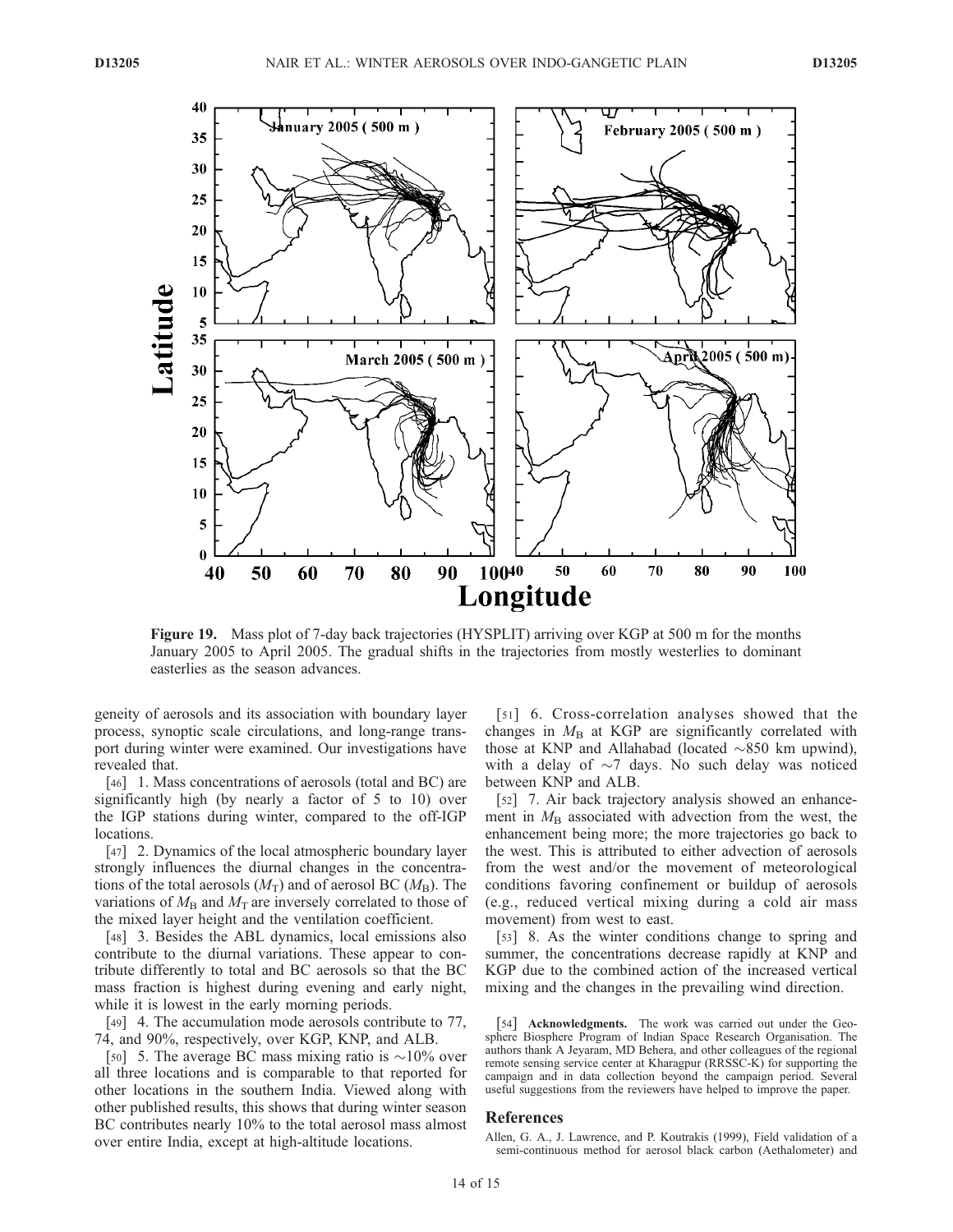January 2005 ( 500 m )

February 2005 ( 500 m )

March 2005 ( 500 m )

April 2005 ( 500 m)

Latitude

Longitude

40 35 30 25 20 15 10 5

35 30 25 20 15 10 5 0

40 50 60 70 80 90 100

40 50 60 70 80 90 100

**Figure 19.** Mass plot of 7-day back trajectories (HYSPLIT) arriving over KGP at 500 m for the months January 2005 to April 2005. The gradual shifts in the trajectories from mostly westerlies to dominant easterlies as the season advances.

geneity of aerosols and its association with boundary layer process, synoptic scale circulations, and long-range transport during winter were examined. Our investigations have revealed that.

[46] 1. Mass concentrations of aerosols (total and BC) are significantly high (by nearly a factor of 5 to 10) over the IGP stations during winter, compared to the off-IGP locations.

[47] 2. Dynamics of the local atmospheric boundary layer strongly influences the diurnal changes in the concentrations of the total aerosols ($M_T$) and of aerosol BC ($M_B$). The variations of $M_B$ and $M_T$ are inversely correlated to those of the mixed layer height and the ventilation coefficient.

[48] 3. Besides the ABL dynamics, local emissions also contribute to the diurnal variations. These appear to contribute differently to total and BC aerosols so that the BC mass fraction is highest during evening and early night, while it is lowest in the early morning periods.

[49] 4. The accumulation mode aerosols contribute to 77, 74, and 90%, respectively, over KGP, KNP, and ALB.

[50] 5. The average BC mass mixing ratio is ~10% over all three locations and is comparable to that reported for other locations in the southern India. Viewed along with other published results, this shows that during winter season BC contributes nearly 10% to the total aerosol mass almost over entire India, except at high-altitude locations.

[51] 6. Cross-correlation analyses showed that the changes in $M_B$ at KGP are significantly correlated with those at KNP and Allahabad (located ~850 km upwind), with a delay of ~7 days. No such delay was noticed between KNP and ALB.

[52] 7. Air back trajectory analysis showed an enhancement in $M_B$ associated with advection from the west, the enhancement being more; the more trajectories go back to the west. This is attributed to either advection of aerosols from the west and/or the movement of meteorological conditions favoring confinement or buildup of aerosols (e.g., reduced vertical mixing during a cold air mass movement) from west to east.

[53] 8. As the winter conditions change to spring and summer, the concentrations decrease rapidly at KNP and KGP due to the combined action of the increased vertical mixing and the changes in the prevailing wind direction.

[54] **Acknowledgments.** The work was carried out under the Geosphere Biosphere Program of Indian Space Research Organisation. The authors thank A Jeyaram, MD Behera, and other colleagues of the regional remote sensing service center at Kharagpur (RRSSC-K) for supporting the campaign and in data collection beyond the campaign period. Several useful suggestions from the reviewers have helped to improve the paper.

## References

Allen, G. A., J. Lawrence, and P. Koutrakis (1999), Field validation of a semi-continuous method for aerosol black carbon (Aethalometer) and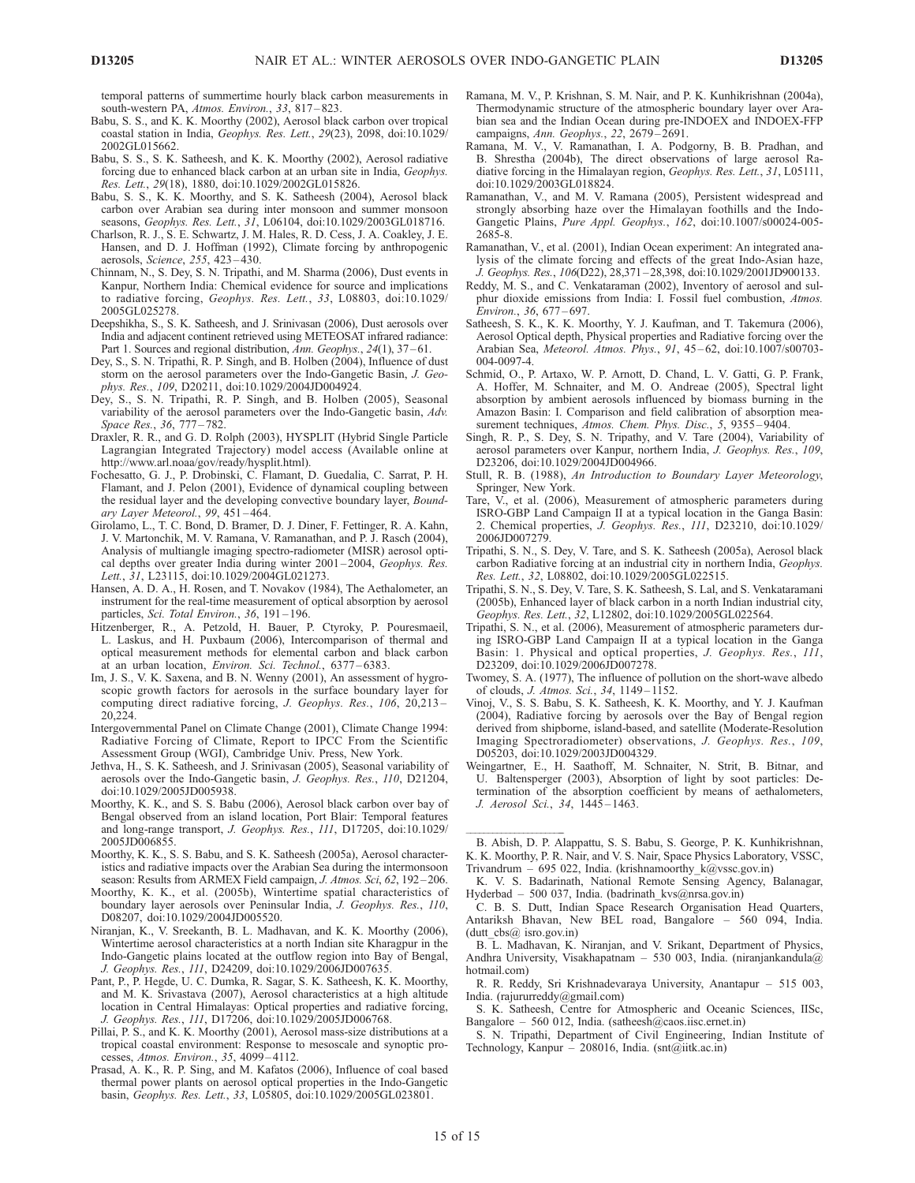temporal patterns of summertime hourly black carbon measurements in south-western PA, *Atmos. Environ.*, *33*, 817–823.

Babu, S. S., and K. K. Moorthy (2002), Aerosol black carbon over tropical coastal station in India, *Geophys. Res. Lett.*, *29*(23), 2098, doi:10.1029/2002GL015662.

Babu, S. S., S. K. Satheesh, and K. K. Moorthy (2002), Aerosol radiative forcing due to enhanced black carbon at an urban site in India, *Geophys. Res. Lett.*, *29*(18), 1880, doi:10.1029/2002GL015826.

Babu, S. S., K. K. Moorthy, and S. K. Satheesh (2004), Aerosol black carbon over Arabian sea during inter monsoon and summer monsoon seasons, *Geophys. Res. Lett.*, *31*, L06104, doi:10.1029/2003GL018716.

Charlson, R. J., S. E. Schwartz, J. M. Hales, R. D. Cess, J. A. Coakley, J. E. Hansen, and D. J. Hoffman (1992), Climate forcing by anthropogenic aerosols, *Science*, *255*, 423–430.

Chinnam, N., S. Dey, S. N. Tripathi, and M. Sharma (2006), Dust events in Kanpur, Northern India: Chemical evidence for source and implications to radiative forcing, *Geophys. Res. Lett.*, *33*, L08803, doi:10.1029/2005GL025278.

Deepshikha, S., S. K. Satheesh, and J. Srinivasan (2006), Dust aerosols over India and adjacent continent retrieved using METEOSAT infrared radiance: Part 1. Sources and regional distribution, *Ann. Geophys.*, *24*(1), 37–61.

Dey, S., S. N. Tripathi, R. P. Singh, and B. Holben (2004), Influence of dust storm on the aerosol parameters over the Indo-Gangetic Basin, *J. Geophys. Res.*, *109*, D20211, doi:10.1029/2004JD004924.

Dey, S., S. N. Tripathi, R. P. Singh, and B. Holben (2005), Seasonal variability of the aerosol parameters over the Indo-Gangetic basin, *Adv. Space Res.*, *36*, 777–782.

Draxler, R. R., and G. D. Rolph (2003), HYSPLIT (Hybrid Single Particle Lagrangian Integrated Trajectory) model access (Available online at http://www.arl.noaa/gov/ready/hysplit.html).

Fochesatto, G. J., P. Drobinski, C. Flamant, D. Guedalia, C. Sarrat, P. H. Flamant, and J. Pelon (2001), Evidence of dynamical coupling between the residual layer and the developing convective boundary layer, *Boundary Layer Meteorol.*, *99*, 451–464.

Girolamo, L., T. C. Bond, D. Bramer, D. J. Diner, F. Fettinger, R. A. Kahn, J. V. Martonchik, M. V. Ramana, V. Ramanathan, and P. J. Rasch (2004), Analysis of multiangle imaging spectro-radiometer (MISR) aerosol optical depths over greater India during winter 2001–2004, *Geophys. Res. Lett.*, *31*, L23115, doi:10.1029/2004GL021273.

Hansen, A. D. A., H. Rosen, and T. Novakov (1984), The Aethalometer, an instrument for the real-time measurement of optical absorption by aerosol particles, *Sci. Total Environ.*, *36*, 191–196.

Hitzenberger, R., A. Petzold, H. Bauer, P. Ctyroky, P. Pouresmaeil, L. Laskus, and H. Puxbaum (2006), Intercomparison of thermal and optical measurement methods for elemental carbon and black carbon at an urban location, *Environ. Sci. Technol.*, 6377–6383.

Im, J. S., V. K. Saxena, and B. N. Wenny (2001), An assessment of hygroscopic growth factors for aerosols in the surface boundary layer for computing direct radiative forcing, *J. Geophys. Res.*, *106*, 20,213–20,224.

Intergovernmental Panel on Climate Change (2001), Climate Change 1994: Radiative Forcing of Climate, Report to IPCC From the Scientific Assessment Group (WGI), Cambridge Univ. Press, New York.

Jethva, H., S. K. Satheesh, and J. Srinivasan (2005), Seasonal variability of aerosols over the Indo-Gangetic basin, *J. Geophys. Res.*, *110*, D21204, doi:10.1029/2005JD005938.

Moorthy, K. K., and S. S. Babu (2006), Aerosol black carbon over bay of Bengal observed from an island location, Port Blair: Temporal features and long-range transport, *J. Geophys. Res.*, *111*, D17205, doi:10.1029/2005JD006855.

Moorthy, K. K., S. S. Babu, and S. K. Satheesh (2005a), Aerosol characteristics and radiative impacts over the Arabian Sea during the intermonsoon season: Results from ARMEX Field campaign, *J. Atmos. Sci*, *62*, 192–206.

Moorthy, K. K., et al. (2005b), Wintertime spatial characteristics of boundary layer aerosols over Peninsular India, *J. Geophys. Res.*, *110*, D08207, doi:10.1029/2004JD005520.

Niranjan, K., V. Sreekanth, B. L. Madhavan, and K. K. Moorthy (2006), Wintertime aerosol characteristics at a north Indian site Kharagpur in the Indo-Gangetic plains located at the outflow region into Bay of Bengal, *J. Geophys. Res.*, *111*, D24209, doi:10.1029/2006JD007635.

Pant, P., P. Hegde, U. C. Dumka, R. Sagar, S. K. Satheesh, K. K. Moorthy, and M. K. Srivastava (2007), Aerosol characteristics at a high altitude location in Central Himalayas: Optical properties and radiative forcing, *J. Geophys. Res.*, *111*, D17206, doi:10.1029/2005JD006768.

Pillai, P. S., and K. K. Moorthy (2001), Aerosol mass-size distributions at a tropical coastal environment: Response to mesoscale and synoptic processes, *Atmos. Environ.*, *35*, 4099–4112.

Prasad, A. K., R. P. Sing, and M. Kafatos (2006), Influence of coal based thermal power plants on aerosol optical properties in the Indo-Gangetic basin, *Geophys. Res. Lett.*, *33*, L05805, doi:10.1029/2005GL023801.

Ramana, M. V., P. Krishnan, S. M. Nair, and P. K. Kunhikrishnan (2004a), Thermodynamic structure of the atmospheric boundary layer over Arabian sea and the Indian Ocean during pre-INDOEX and INDOEX-FFP campaigns, *Ann. Geophys.*, *22*, 2679–2691.

Ramana, M. V., V. Ramanathan, I. A. Podgorny, B. B. Pradhan, and B. Shrestha (2004b), The direct observations of large aerosol Radiative forcing in the Himalayan region, *Geophys. Res. Lett.*, *31*, L05111, doi:10.1029/2003GL018824.

Ramanathan, V., and M. V. Ramana (2005), Persistent widespread and strongly absorbing haze over the Himalayan foothills and the Indo-Gangetic Plains, *Pure Appl. Geophys.*, *162*, doi:10.1007/s00024-005-2685-8.

Ramanathan, V., et al. (2001), Indian Ocean experiment: An integrated analysis of the climate forcing and effects of the great Indo-Asian haze, *J. Geophys. Res.*, *106*(D22), 28,371–28,398, doi:10.1029/2001JD900133.

Reddy, M. S., and C. Venkataraman (2002), Inventory of aerosol and sulphur dioxide emissions from India: I. Fossil fuel combustion, *Atmos. Environ.*, *36*, 677–697.

Satheesh, S. K., K. K. Moorthy, Y. J. Kaufman, and T. Takemura (2006), Aerosol Optical depth, Physical properties and Radiative forcing over the Arabian Sea, *Meteorol. Atmos. Phys.*, *91*, 45–62, doi:10.1007/s00703-004-0097-4.

Schmid, O., P. Artaxo, W. P. Arnott, D. Chand, L. V. Gatti, G. P. Frank, A. Hoffer, M. Schnaiter, and M. O. Andreae (2005), Spectral light absorption by ambient aerosols influenced by biomass burning in the Amazon Basin: I. Comparison and field calibration of absorption measurement techniques, *Atmos. Chem. Phys. Disc.*, *5*, 9355–9404.

Singh, R. P., S. Dey, S. N. Tripathy, and V. Tare (2004), Variability of aerosol parameters over Kanpur, northern India, *J. Geophys. Res.*, *109*, D23206, doi:10.1029/2004JD004966.

Stull, R. B. (1988), *An Introduction to Boundary Layer Meteorology*, Springer, New York.

Tare, V., et al. (2006), Measurement of atmospheric parameters during ISRO-GBP Land Campaign II at a typical location in the Ganga Basin: 2. Chemical properties, *J. Geophys. Res.*, *111*, D23210, doi:10.1029/2006JD007279.

Tripathi, S. N., S. Dey, V. Tare, and S. K. Satheesh (2005a), Aerosol black carbon Radiative forcing at an industrial city in northern India, *Geophys. Res. Lett.*, *32*, L08802, doi:10.1029/2005GL022515.

Tripathi, S. N., S. Dey, V. Tare, S. K. Satheesh, S. Lal, and S. Venkataramani (2005b), Enhanced layer of black carbon in a north Indian industrial city, *Geophys. Res. Lett.*, *32*, L12802, doi:10.1029/2005GL022564.

Tripathi, S. N., et al. (2006), Measurement of atmospheric parameters during ISRO-GBP Land Campaign II at a typical location in the Ganga Basin: 1. Physical and optical properties, *J. Geophys. Res.*, *111*, D23209, doi:10.1029/2006JD007278.

Twomey, S. A. (1977), The influence of pollution on the short-wave albedo of clouds, *J. Atmos. Sci.*, *34*, 1149–1152.

Vinoj, V., S. S. Babu, S. K. Satheesh, K. K. Moorthy, and Y. J. Kaufman (2004), Radiative forcing by aerosols over the Bay of Bengal region derived from shipborne, island-based, and satellite (Moderate-Resolution Imaging Spectroradiometer) observations, *J. Geophys. Res.*, *109*, D05203, doi:10.1029/2003JD004329.

Weingartner, E., H. Saathoff, M. Schnaiter, N. Strit, B. Bitnar, and U. Baltensperger (2003), Absorption of light by soot particles: Determination of the absorption coefficient by means of aethalometers, *J. Aerosol Sci.*, *34*, 1445–1463.

---

B. Abish, D. P. Alappattu, S. S. Babu, S. George, P. K. Kunhikrishnan, K. K. Moorthy, P. R. Nair, and V. S. Nair, Space Physics Laboratory, VSSC, Trivandrum – 695 022, India. (krishnamoorthy_k@vssc.gov.in)

K. V. S. Badarinath, National Remote Sensing Agency, Balanagar, Hyderbad – 500 037, India. (badrinath_kvs@nrsa.gov.in)

C. B. S. Dutt, Indian Space Research Organisation Head Quarters, Antariksh Bhavan, New BEL road, Bangalore – 560 094, India. (dutt_cbs@ isro.gov.in)

B. L. Madhavan, K. Niranjan, and V. Srikant, Department of Physics, Andhra University, Visakhapatnam – 530 003, India. (niranjankandula@hotmail.com)

R. R. Reddy, Sri Krishnadevaraya University, Anantapur – 515 003, India. (rajururreddy@gmail.com)

S. K. Satheesh, Centre for Atmospheric and Oceanic Sciences, IISc, Bangalore – 560 012, India. (satheesh@caos.iisc.ernet.in)

S. N. Tripathi, Department of Civil Engineering, Indian Institute of Technology, Kanpur – 208016, India. (snt@iitk.ac.in)